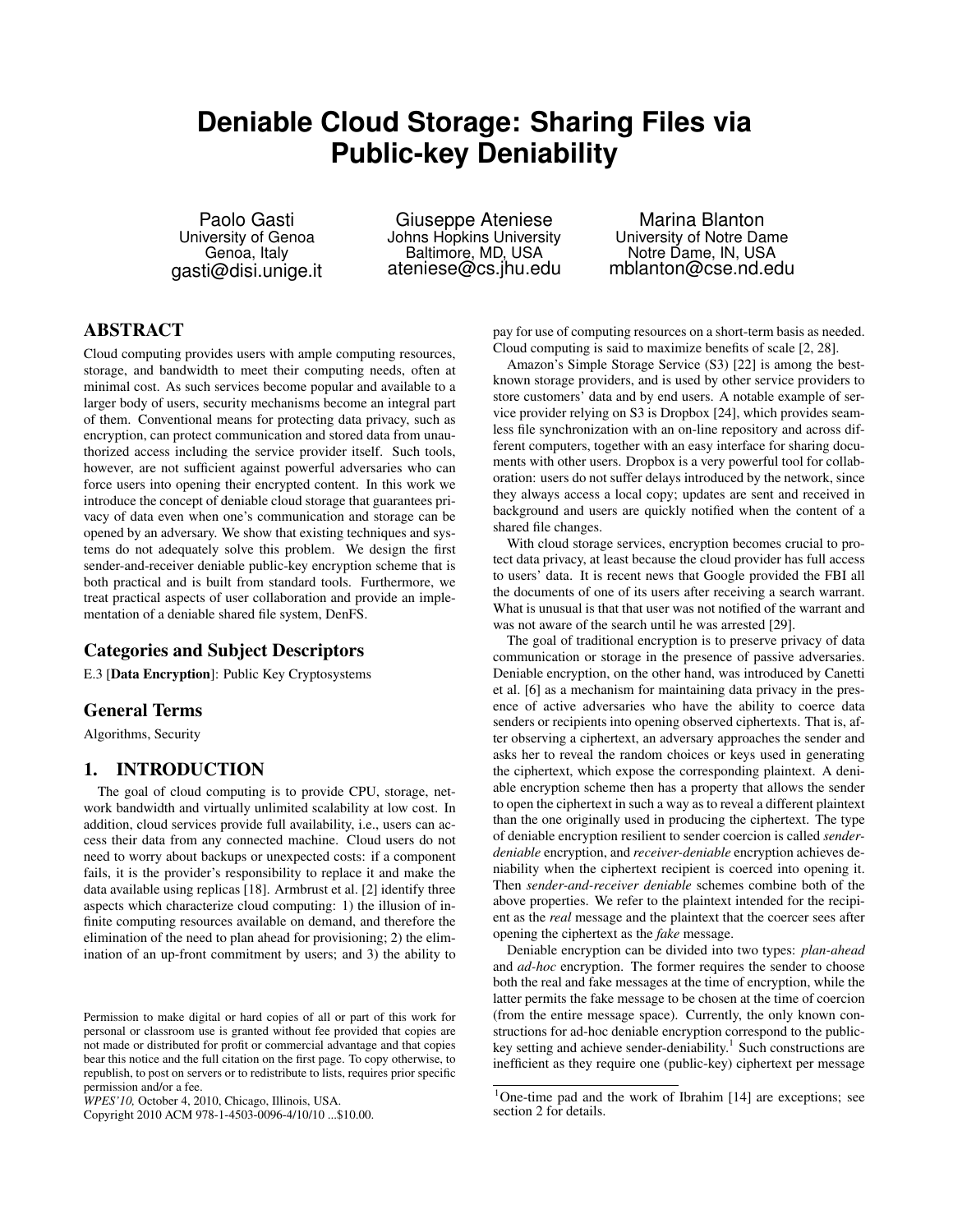# Deniable Cloud Storage: Sharing Files via Public-key Deniability

Paolo Gasti
University of Genoa
Genoa, Italy
gasti@disi.unige.it

Giuseppe Ateniese
Johns Hopkins University
Baltimore, MD, USA
ateniese@cs.jhu.edu

Marina Blanton
University of Notre Dame
Notre Dame, IN, USA
mblanton@cse.nd.edu

## ABSTRACT

Cloud computing provides users with ample computing resources, storage, and bandwidth to meet their computing needs, often at minimal cost. As such services become popular and available to a larger body of users, security mechanisms become an integral part of them. Conventional means for protecting data privacy, such as encryption, can protect communication and stored data from unauthorized access including the service provider itself. Such tools, however, are not sufficient against powerful adversaries who can force users into opening their encrypted content. In this work we introduce the concept of deniable cloud storage that guarantees privacy of data even when one's communication and storage can be opened by an adversary. We show that existing techniques and systems do not adequately solve this problem. We design the first sender-and-receiver deniable public-key encryption scheme that is both practical and is built from standard tools. Furthermore, we treat practical aspects of user collaboration and provide an implementation of a deniable shared file system, DenFS.

## Categories and Subject Descriptors

E.3 [**Data Encryption**]: Public Key Cryptosystems

## General Terms

Algorithms, Security

## 1. INTRODUCTION

The goal of cloud computing is to provide CPU, storage, network bandwidth and virtually unlimited scalability at low cost. In addition, cloud services provide full availability, i.e., users can access their data from any connected machine. Cloud users do not need to worry about backups or unexpected costs: if a component fails, it is the provider's responsibility to replace it and make the data available using replicas [18]. Armbrust et al. [2] identify three aspects which characterize cloud computing: 1) the illusion of infinite computing resources available on demand, and therefore the elimination of the need to plan ahead for provisioning; 2) the elimination of an up-front commitment by users; and 3) the ability to pay for use of computing resources on a short-term basis as needed. Cloud computing is said to maximize benefits of scale [2, 28].

Amazon's Simple Storage Service (S3) [22] is among the best-known storage providers, and is used by other service providers to store customers' data and by end users. A notable example of service provider relying on S3 is Dropbox [24], which provides seamless file synchronization with an on-line repository and across different computers, together with an easy interface for sharing documents with other users. Dropbox is a very powerful tool for collaboration: users do not suffer delays introduced by the network, since they always access a local copy; updates are sent and received in background and users are quickly notified when the content of a shared file changes.

With cloud storage services, encryption becomes crucial to protect data privacy, at least because the cloud provider has full access to users' data. It is recent news that Google provided the FBI all the documents of one of its users after receiving a search warrant. What is unusual is that that user was not notified of the warrant and was not aware of the search until he was arrested [29].

The goal of traditional encryption is to preserve privacy of data communication or storage in the presence of passive adversaries. Deniable encryption, on the other hand, was introduced by Canetti et al. [6] as a mechanism for maintaining data privacy in the presence of active adversaries who have the ability to coerce data senders or recipients into opening observed ciphertexts. That is, after observing a ciphertext, an adversary approaches the sender and asks her to reveal the random choices or keys used in generating the ciphertext, which expose the corresponding plaintext. A deniable encryption scheme then has a property that allows the sender to open the ciphertext in such a way as to reveal a different plaintext than the one originally used in producing the ciphertext. The type of deniable encryption resilient to sender coercion is called *sender-deniable* encryption, and *receiver-deniable* encryption achieves deniability when the ciphertext recipient is coerced into opening it. Then *sender-and-receiver deniable* schemes combine both of the above properties. We refer to the plaintext intended for the recipient as the *real* message and the plaintext that the coercer sees after opening the ciphertext as the *fake* message.

Deniable encryption can be divided into two types: *plan-ahead* and *ad-hoc* encryption. The former requires the sender to choose both the real and fake messages at the time of encryption, while the latter permits the fake message to be chosen at the time of coercion (from the entire message space). Currently, the only known constructions for ad-hoc deniable encryption correspond to the public-key setting and achieve sender-deniability.[1] Such constructions are inefficient as they require one (public-key) ciphertext per message

[1] One-time pad and the work of Ibrahim [14] are exceptions; see section 2 for details.

Permission to make digital or hard copies of all or part of this work for personal or classroom use is granted without fee provided that copies are not made or distributed for profit or commercial advantage and that copies bear this notice and the full citation on the first page. To copy otherwise, to republish, to post on servers or to redistribute to lists, requires prior specific permission and/or a fee.
*WPES'10*, October 4, 2010, Chicago, Illinois, USA.
Copyright 2010 ACM 978-1-4503-0096-4/10/10 ...$10.00.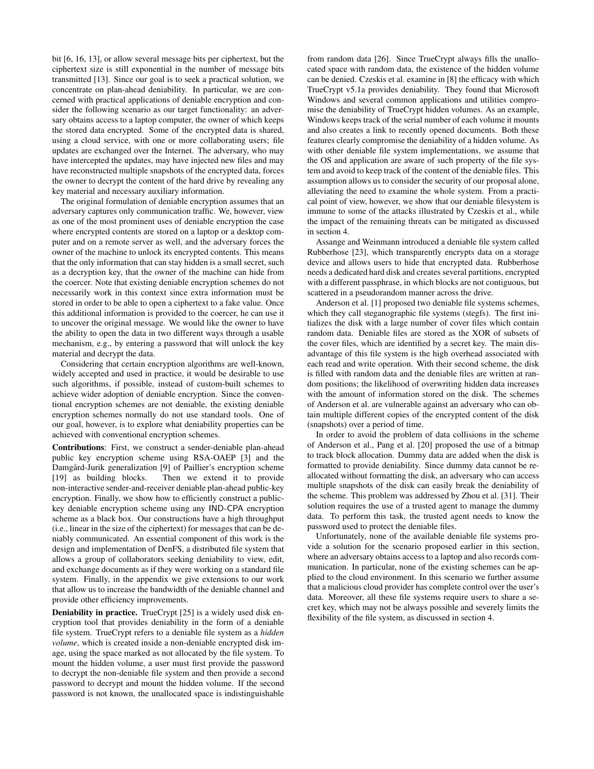bit [6, 16, 13], or allow several message bits per ciphertext, but the ciphertext size is still exponential in the number of message bits transmitted [13]. Since our goal is to seek a practical solution, we concentrate on plan-ahead deniability. In particular, we are concerned with practical applications of deniable encryption and consider the following scenario as our target functionality: an adversary obtains access to a laptop computer, the owner of which keeps the stored data encrypted. Some of the encrypted data is shared, using a cloud service, with one or more collaborating users; file updates are exchanged over the Internet. The adversary, who may have intercepted the updates, may have injected new files and may have reconstructed multiple snapshots of the encrypted data, forces the owner to decrypt the content of the hard drive by revealing any key material and necessary auxiliary information.

The original formulation of deniable encryption assumes that an adversary captures only communication traffic. We, however, view as one of the most prominent uses of deniable encryption the case where encrypted contents are stored on a laptop or a desktop computer and on a remote server as well, and the adversary forces the owner of the machine to unlock its encrypted contents. This means that the only information that can stay hidden is a small secret, such as a decryption key, that the owner of the machine can hide from the coercer. Note that existing deniable encryption schemes do not necessarily work in this context since extra information must be stored in order to be able to open a ciphertext to a fake value. Once this additional information is provided to the coercer, he can use it to uncover the original message. We would like the owner to have the ability to open the data in two different ways through a usable mechanism, e.g., by entering a password that will unlock the key material and decrypt the data.

Considering that certain encryption algorithms are well-known, widely accepted and used in practice, it would be desirable to use such algorithms, if possible, instead of custom-built schemes to achieve wider adoption of deniable encryption. Since the conventional encryption schemes are not deniable, the existing deniable encryption schemes normally do not use standard tools. One of our goal, however, is to explore what deniability properties can be achieved with conventional encryption schemes.

**Contributions**: First, we construct a sender-deniable plan-ahead public key encryption scheme using RSA-OAEP [3] and the Damgård-Jurik generalization [9] of Paillier's encryption scheme [19] as building blocks. Then we extend it to provide non-interactive sender-and-receiver deniable plan-ahead public-key encryption. Finally, we show how to efficiently construct a public-key deniable encryption scheme using any IND-CPA encryption scheme as a black box. Our constructions have a high throughput (i.e., linear in the size of the ciphertext) for messages that can be deniably communicated. An essential component of this work is the design and implementation of DenFS, a distributed file system that allows a group of collaborators seeking deniability to view, edit, and exchange documents as if they were working on a standard file system. Finally, in the appendix we give extensions to our work that allow us to increase the bandwidth of the deniable channel and provide other efficiency improvements.

**Deniability in practice.** TrueCrypt [25] is a widely used disk encryption tool that provides deniability in the form of a deniable file system. TrueCrypt refers to a deniable file system as a *hidden volume*, which is created inside a non-deniable encrypted disk image, using the space marked as not allocated by the file system. To mount the hidden volume, a user must first provide the password to decrypt the non-deniable file system and then provide a second password to decrypt and mount the hidden volume. If the second password is not known, the unallocated space is indistinguishable from random data [26]. Since TrueCrypt always fills the unallocated space with random data, the existence of the hidden volume can be denied. Czeskis et al. examine in [8] the efficacy with which TrueCrypt v5.1a provides deniability. They found that Microsoft Windows and several common applications and utilities compromise the deniability of TrueCrypt hidden volumes. As an example, Windows keeps track of the serial number of each volume it mounts and also creates a link to recently opened documents. Both these features clearly compromise the deniability of a hidden volume. As with other deniable file system implementations, we assume that the OS and application are aware of such property of the file system and avoid to keep track of the content of the deniable files. This assumption allows us to consider the security of our proposal alone, alleviating the need to examine the whole system. From a practical point of view, however, we show that our deniable filesystem is immune to some of the attacks illustrated by Czeskis et al., while the impact of the remaining threats can be mitigated as discussed in section 4.

Assange and Weinmann introduced a deniable file system called Rubberhose [23], which transparently encrypts data on a storage device and allows users to hide that encrypted data. Rubberhose needs a dedicated hard disk and creates several partitions, encrypted with a different passphrase, in which blocks are not contiguous, but scattered in a pseudorandom manner across the drive.

Anderson et al. [1] proposed two deniable file systems schemes, which they call steganographic file systems (stegfs). The first initializes the disk with a large number of cover files which contain random data. Deniable files are stored as the XOR of subsets of the cover files, which are identified by a secret key. The main disadvantage of this file system is the high overhead associated with each read and write operation. With their second scheme, the disk is filled with random data and the deniable files are written at random positions; the likelihood of overwriting hidden data increases with the amount of information stored on the disk. The schemes of Anderson et al. are vulnerable against an adversary who can obtain multiple different copies of the encrypted content of the disk (snapshots) over a period of time.

In order to avoid the problem of data collisions in the scheme of Anderson et al., Pang et al. [20] proposed the use of a bitmap to track block allocation. Dummy data are added when the disk is formatted to provide deniability. Since dummy data cannot be reallocated without formatting the disk, an adversary who can access multiple snapshots of the disk can easily break the deniability of the scheme. This problem was addressed by Zhou et al. [31]. Their solution requires the use of a trusted agent to manage the dummy data. To perform this task, the trusted agent needs to know the password used to protect the deniable files.

Unfortunately, none of the available deniable file systems provide a solution for the scenario proposed earlier in this section, where an adversary obtains access to a laptop and also records communication. In particular, none of the existing schemes can be applied to the cloud environment. In this scenario we further assume that a malicious cloud provider has complete control over the user's data. Moreover, all these file systems require users to share a secret key, which may not be always possible and severely limits the flexibility of the file system, as discussed in section 4.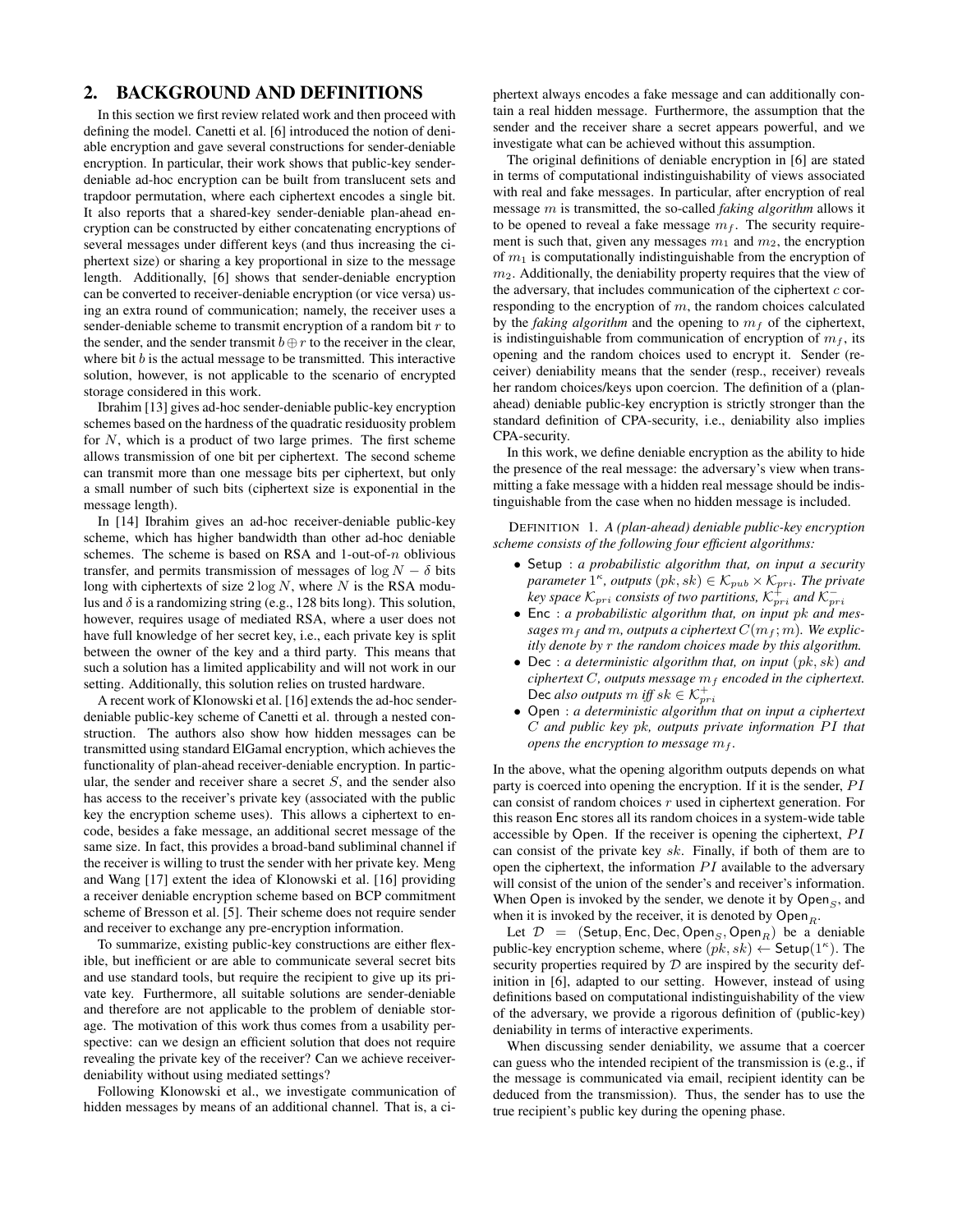## 2. BACKGROUND AND DEFINITIONS

In this section we first review related work and then proceed with defining the model. Canetti et al. [6] introduced the notion of deniable encryption and gave several constructions for sender-deniable encryption. In particular, their work shows that public-key sender-deniable ad-hoc encryption can be built from translucent sets and trapdoor permutation, where each ciphertext encodes a single bit. It also reports that a shared-key sender-deniable plan-ahead encryption can be constructed by either concatenating encryptions of several messages under different keys (and thus increasing the ciphertext size) or sharing a key proportional in size to the message length. Additionally, [6] shows that sender-deniable encryption can be converted to receiver-deniable encryption (or vice versa) using an extra round of communication; namely, the receiver uses a sender-deniable scheme to transmit encryption of a random bit $r$ to the sender, and the sender transmit $b \oplus r$ to the receiver in the clear, where bit $b$ is the actual message to be transmitted. This interactive solution, however, is not applicable to the scenario of encrypted storage considered in this work.

Ibrahim [13] gives ad-hoc sender-deniable public-key encryption schemes based on the hardness of the quadratic residuosity problem for $N$, which is a product of two large primes. The first scheme allows transmission of one bit per ciphertext. The second scheme can transmit more than one message bits per ciphertext, but only a small number of such bits (ciphertext size is exponential in the message length).

In [14] Ibrahim gives an ad-hoc receiver-deniable public-key scheme, which has higher bandwidth than other ad-hoc deniable schemes. The scheme is based on RSA and 1-out-of-$n$ oblivious transfer, and permits transmission of messages of $\log N - \delta$ bits long with ciphertexts of size $2 \log N$, where $N$ is the RSA modulus and $\delta$ is a randomizing string (e.g., 128 bits long). This solution, however, requires usage of mediated RSA, where a user does not have full knowledge of her secret key, i.e., each private key is split between the owner of the key and a third party. This means that such a solution has a limited applicability and will not work in our setting. Additionally, this solution relies on trusted hardware.

A recent work of Klonowski et al. [16] extends the ad-hoc sender-deniable public-key scheme of Canetti et al. through a nested construction. The authors also show how hidden messages can be transmitted using standard ElGamal encryption, which achieves the functionality of plan-ahead receiver-deniable encryption. In particular, the sender and receiver share a secret $S$, and the sender also has access to the receiver's private key (associated with the public key the encryption scheme uses). This allows a ciphertext to encode, besides a fake message, an additional secret message of the same size. In fact, this provides a broad-band subliminal channel if the receiver is willing to trust the sender with her private key. Meng and Wang [17] extent the idea of Klonowski et al. [16] providing a receiver deniable encryption scheme based on BCP commitment scheme of Bresson et al. [5]. Their scheme does not require sender and receiver to exchange any pre-encryption information.

To summarize, existing public-key constructions are either flexible, but inefficient or are able to communicate several secret bits and use standard tools, but require the recipient to give up its private key. Furthermore, all suitable solutions are sender-deniable and therefore are not applicable to the problem of deniable storage. The motivation of this work thus comes from a usability perspective: can we design an efficient solution that does not require revealing the private key of the receiver? Can we achieve receiver-deniability without using mediated settings?

Following Klonowski et al., we investigate communication of hidden messages by means of an additional channel. That is, a ciphertext always encodes a fake message and can additionally contain a real hidden message. Furthermore, the assumption that the sender and the receiver share a secret appears powerful, and we investigate what can be achieved without this assumption.

The original definitions of deniable encryption in [6] are stated in terms of computational indistinguishability of views associated with real and fake messages. In particular, after encryption of real message $m$ is transmitted, the so-called *faking algorithm* allows it to be opened to reveal a fake message $m_f$. The security requirement is such that, given any messages $m_1$ and $m_2$, the encryption of $m_1$ is computationally indistinguishable from the encryption of $m_2$. Additionally, the deniability property requires that the view of the adversary, that includes communication of the ciphertext $c$ corresponding to the encryption of $m$, the random choices calculated by the *faking algorithm* and the opening to $m_f$ of the ciphertext, is indistinguishable from communication of encryption of $m_f$, its opening and the random choices used to encrypt it. Sender (receiver) deniability means that the sender (resp., receiver) reveals her random choices/keys upon coercion. The definition of a (plan-ahead) deniable public-key encryption is strictly stronger than the standard definition of CPA-security, i.e., deniability also implies CPA-security.

In this work, we define deniable encryption as the ability to hide the presence of the real message: the adversary's view when transmitting a fake message with a hidden real message should be indistinguishable from the case when no hidden message is included.

DEFINITION 1. *A (plan-ahead) deniable public-key encryption scheme consists of the following four efficient algorithms:*

- Setup : *a probabilistic algorithm that, on input a security parameter $1^\kappa$, outputs $(pk, sk) \in \mathcal{K}_{pub} \times \mathcal{K}_{pri}$. The private key space $\mathcal{K}_{pri}$ consists of two partitions, $\mathcal{K}^+_{pri}$ and $\mathcal{K}^-_{pri}$*
- Enc : *a probabilistic algorithm that, on input $pk$ and messages $m_f$ and $m$, outputs a ciphertext $C(m_f; m)$. We explicitly denote by $r$ the random choices made by this algorithm.*
- Dec : *a deterministic algorithm that, on input $(pk, sk)$ and ciphertext $C$, outputs message $m_f$ encoded in the ciphertext.* Dec *also outputs $m$ iff $sk \in \mathcal{K}^+_{pri}$*
- Open : *a deterministic algorithm that on input a ciphertext $C$ and public key $pk$, outputs private information $PI$ that opens the encryption to message $m_f$.*

In the above, what the opening algorithm outputs depends on what party is coerced into opening the encryption. If it is the sender, $PI$ can consist of random choices $r$ used in ciphertext generation. For this reason Enc stores all its random choices in a system-wide table accessible by Open. If the receiver is opening the ciphertext, $PI$ can consist of the private key $sk$. Finally, if both of them are to open the ciphertext, the information $PI$ available to the adversary will consist of the union of the sender's and receiver's information. When Open is invoked by the sender, we denote it by $\mathsf{Open}_S$, and when it is invoked by the receiver, it is denoted by $\mathsf{Open}_R$.

Let $\mathcal{D} = (\mathsf{Setup}, \mathsf{Enc}, \mathsf{Dec}, \mathsf{Open}_S, \mathsf{Open}_R)$ be a deniable public-key encryption scheme, where $(pk, sk) \leftarrow \mathsf{Setup}(1^\kappa)$. The security properties required by $\mathcal{D}$ are inspired by the security definition in [6], adapted to our setting. However, instead of using definitions based on computational indistinguishability of the view of the adversary, we provide a rigorous definition of (public-key) deniability in terms of interactive experiments.

When discussing sender deniability, we assume that a coercer can guess who the intended recipient of the transmission is (e.g., if the message is communicated via email, recipient identity can be deduced from the transmission). Thus, the sender has to use the true recipient's public key during the opening phase.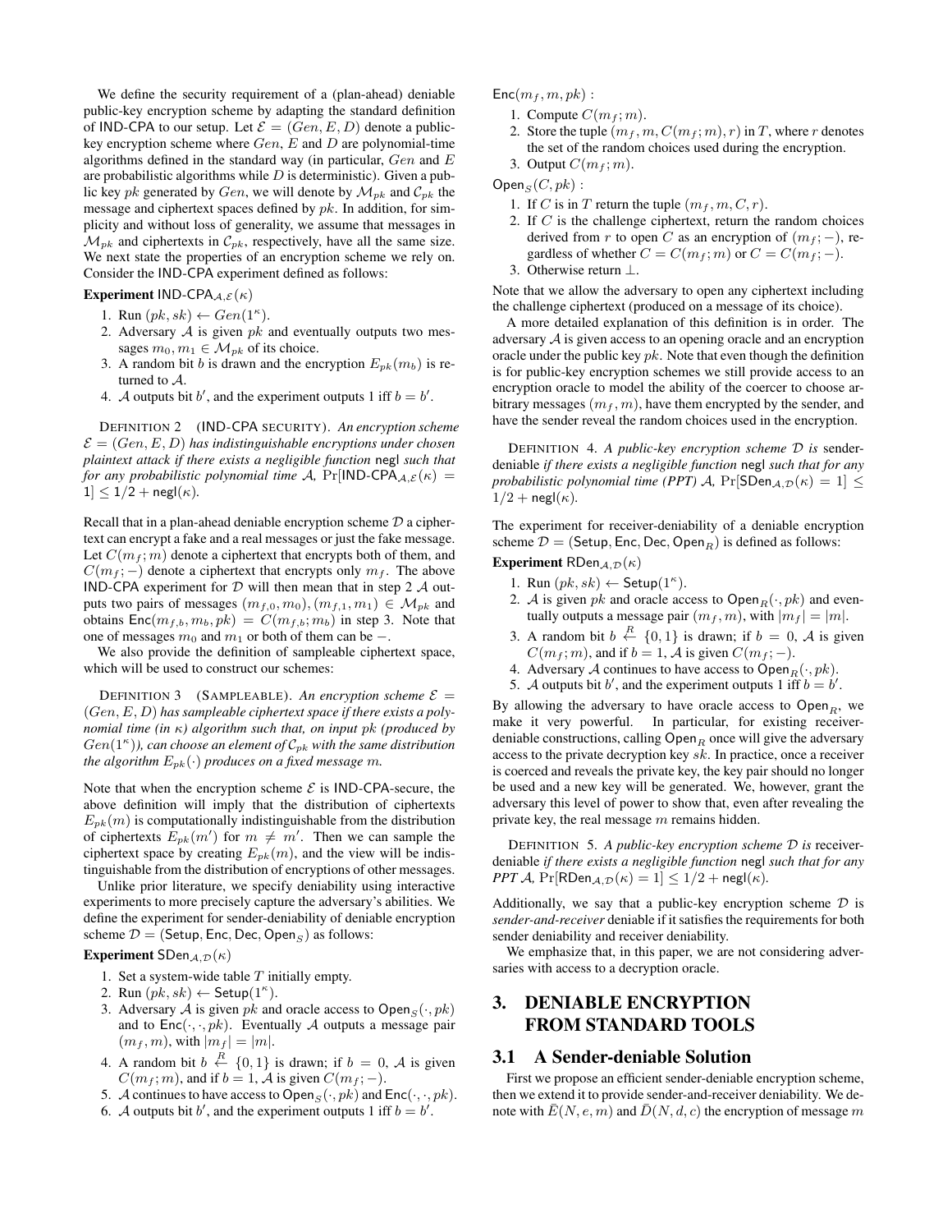We define the security requirement of a (plan-ahead) deniable public-key encryption scheme by adapting the standard definition of IND-CPA to our setup. Let $\mathcal{E} = (Gen, E, D)$ denote a public-key encryption scheme where $Gen$, $E$ and $D$ are polynomial-time algorithms defined in the standard way (in particular, $Gen$ and $E$ are probabilistic algorithms while $D$ is deterministic). Given a public key $pk$ generated by $Gen$, we will denote by $\mathcal{M}_{pk}$ and $\mathcal{C}_{pk}$ the message and ciphertext spaces defined by $pk$. In addition, for simplicity and without loss of generality, we assume that messages in $\mathcal{M}_{pk}$ and ciphertexts in $\mathcal{C}_{pk}$, respectively, have all the same size. We next state the properties of an encryption scheme we rely on. Consider the IND-CPA experiment defined as follows:

**Experiment** $\mathsf{IND\text{-}CPA}_{\mathcal{A},\mathcal{E}}(\kappa)$

1. Run $(pk, sk) \leftarrow Gen(1^\kappa)$.
2. Adversary $\mathcal{A}$ is given $pk$ and eventually outputs two messages $m_0, m_1 \in \mathcal{M}_{pk}$ of its choice.
3. A random bit $b$ is drawn and the encryption $E_{pk}(m_b)$ is returned to $\mathcal{A}$.
4. $\mathcal{A}$ outputs bit $b'$, and the experiment outputs 1 iff $b = b'$.

DEFINITION 2 (IND-CPA SECURITY). *An encryption scheme $\mathcal{E} = (Gen, E, D)$ has indistinguishable encryptions under chosen plaintext attack if there exists a negligible function* negl *such that for any probabilistic polynomial time $\mathcal{A}$,* $\Pr[\mathsf{IND\text{-}CPA}_{\mathcal{A},\mathcal{E}}(\kappa) = 1] \leq 1/2 + \mathsf{negl}(\kappa)$.

Recall that in a plan-ahead deniable encryption scheme $\mathcal{D}$ a ciphertext can encrypt a fake and a real messages or just the fake message. Let $C(m_f; m)$ denote a ciphertext that encrypts both of them, and $C(m_f; -)$ denote a ciphertext that encrypts only $m_f$. The above IND-CPA experiment for $\mathcal{D}$ will then mean that in step 2 $\mathcal{A}$ outputs two pairs of messages $(m_{f,0}, m_0), (m_{f,1}, m_1) \in \mathcal{M}_{pk}$ and obtains $\mathsf{Enc}(m_{f,b}, m_b, pk) = C(m_{f,b}; m_b)$ in step 3. Note that one of messages $m_0$ and $m_1$ or both of them can be $-$.

We also provide the definition of sampleable ciphertext space, which will be used to construct our schemes:

DEFINITION 3 (SAMPLEABLE). *An encryption scheme $\mathcal{E} = (Gen, E, D)$ has sampleable ciphertext space if there exists a polynomial time (in $\kappa$) algorithm such that, on input $pk$ (produced by $Gen(1^\kappa)$), can choose an element of $\mathcal{C}_{pk}$ with the same distribution the algorithm $E_{pk}(\cdot)$ produces on a fixed message $m$.*

Note that when the encryption scheme $\mathcal{E}$ is IND-CPA-secure, the above definition will imply that the distribution of ciphertexts $E_{pk}(m)$ is computationally indistinguishable from the distribution of ciphertexts $E_{pk}(m')$ for $m \neq m'$. Then we can sample the ciphertext space by creating $E_{pk}(m)$, and the view will be indistinguishable from the distribution of encryptions of other messages.

Unlike prior literature, we specify deniability using interactive experiments to more precisely capture the adversary's abilities. We define the experiment for sender-deniability of deniable encryption scheme $\mathcal{D} = (\mathsf{Setup}, \mathsf{Enc}, \mathsf{Dec}, \mathsf{Open}_S)$ as follows:

**Experiment** $\mathsf{SDen}_{\mathcal{A},\mathcal{D}}(\kappa)$

1. Set a system-wide table $T$ initially empty.
2. Run $(pk, sk) \leftarrow \mathsf{Setup}(1^\kappa)$.
3. Adversary $\mathcal{A}$ is given $pk$ and oracle access to $\mathsf{Open}_S(\cdot, pk)$ and to $\mathsf{Enc}(\cdot, \cdot, pk)$. Eventually $\mathcal{A}$ outputs a message pair $(m_f, m)$, with $|m_f| = |m|$.
4. A random bit $b \xleftarrow{R} \{0, 1\}$ is drawn; if $b = 0$, $\mathcal{A}$ is given $C(m_f; m)$, and if $b = 1$, $\mathcal{A}$ is given $C(m_f; -)$.
5. $\mathcal{A}$ continues to have access to $\mathsf{Open}_S(\cdot, pk)$ and $\mathsf{Enc}(\cdot, \cdot, pk)$.
6. $\mathcal{A}$ outputs bit $b'$, and the experiment outputs 1 iff $b = b'$.

$\mathsf{Enc}(m_f, m, pk)$ :

1. Compute $C(m_f; m)$.
2. Store the tuple $(m_f, m, C(m_f; m), r)$ in $T$, where $r$ denotes the set of the random choices used during the encryption.
3. Output $C(m_f; m)$.

$\mathsf{Open}_S(C, pk)$ :

1. If $C$ is in $T$ return the tuple $(m_f, m, C, r)$.
2. If $C$ is the challenge ciphertext, return the random choices derived from $r$ to open $C$ as an encryption of $(m_f; -)$, regardless of whether $C = C(m_f; m)$ or $C = C(m_f; -)$.
3. Otherwise return $\perp$.

Note that we allow the adversary to open any ciphertext including the challenge ciphertext (produced on a message of its choice).

A more detailed explanation of this definition is in order. The adversary $\mathcal{A}$ is given access to an opening oracle and an encryption oracle under the public key $pk$. Note that even though the definition is for public-key encryption schemes we still provide access to an encryption oracle to model the ability of the coercer to choose arbitrary messages $(m_f, m)$, have them encrypted by the sender, and have the sender reveal the random choices used in the encryption.

DEFINITION 4. *A public-key encryption scheme $\mathcal{D}$ is* sender-deniable *if there exists a negligible function* negl *such that for any probabilistic polynomial time (PPT) $\mathcal{A}$,* $\Pr[\mathsf{SDen}_{\mathcal{A},\mathcal{D}}(\kappa) = 1] \leq 1/2 + \mathsf{negl}(\kappa)$.

The experiment for receiver-deniability of a deniable encryption scheme $\mathcal{D} = (\mathsf{Setup}, \mathsf{Enc}, \mathsf{Dec}, \mathsf{Open}_R)$ is defined as follows:

**Experiment** $\mathsf{RDen}_{\mathcal{A},\mathcal{D}}(\kappa)$

1. Run $(pk, sk) \leftarrow \mathsf{Setup}(1^\kappa)$.
2. $\mathcal{A}$ is given $pk$ and oracle access to $\mathsf{Open}_R(\cdot, pk)$ and eventually outputs a message pair $(m_f, m)$, with $|m_f| = |m|$.
3. A random bit $b \xleftarrow{R} \{0, 1\}$ is drawn; if $b = 0$, $\mathcal{A}$ is given $C(m_f; m)$, and if $b = 1$, $\mathcal{A}$ is given $C(m_f; -)$.
4. Adversary $\mathcal{A}$ continues to have access to $\mathsf{Open}_R(\cdot, pk)$.
5. $\mathcal{A}$ outputs bit $b'$, and the experiment outputs 1 iff $b = b'$.

By allowing the adversary to have oracle access to $\mathsf{Open}_R$, we make it very powerful. In particular, for existing receiver-deniable constructions, calling $\mathsf{Open}_R$ once will give the adversary access to the private decryption key $sk$. In practice, once a receiver is coerced and reveals the private key, the key pair should no longer be used and a new key will be generated. We, however, grant the adversary this level of power to show that, even after revealing the private key, the real message $m$ remains hidden.

DEFINITION 5. *A public-key encryption scheme $\mathcal{D}$ is* receiver-deniable *if there exists a negligible function* negl *such that for any PPT $\mathcal{A}$,* $\Pr[\mathsf{RDen}_{\mathcal{A},\mathcal{D}}(\kappa) = 1] \leq 1/2 + \mathsf{negl}(\kappa)$.

Additionally, we say that a public-key encryption scheme $\mathcal{D}$ is *sender-and-receiver* deniable if it satisfies the requirements for both sender deniability and receiver deniability.

We emphasize that, in this paper, we are not considering adversaries with access to a decryption oracle.

# 3. DENIABLE ENCRYPTION FROM STANDARD TOOLS

## 3.1 A Sender-deniable Solution

First we propose an efficient sender-deniable encryption scheme, then we extend it to provide sender-and-receiver deniability. We denote with $\bar{E}(N, e, m)$ and $\bar{D}(N, d, c)$ the encryption of message $m$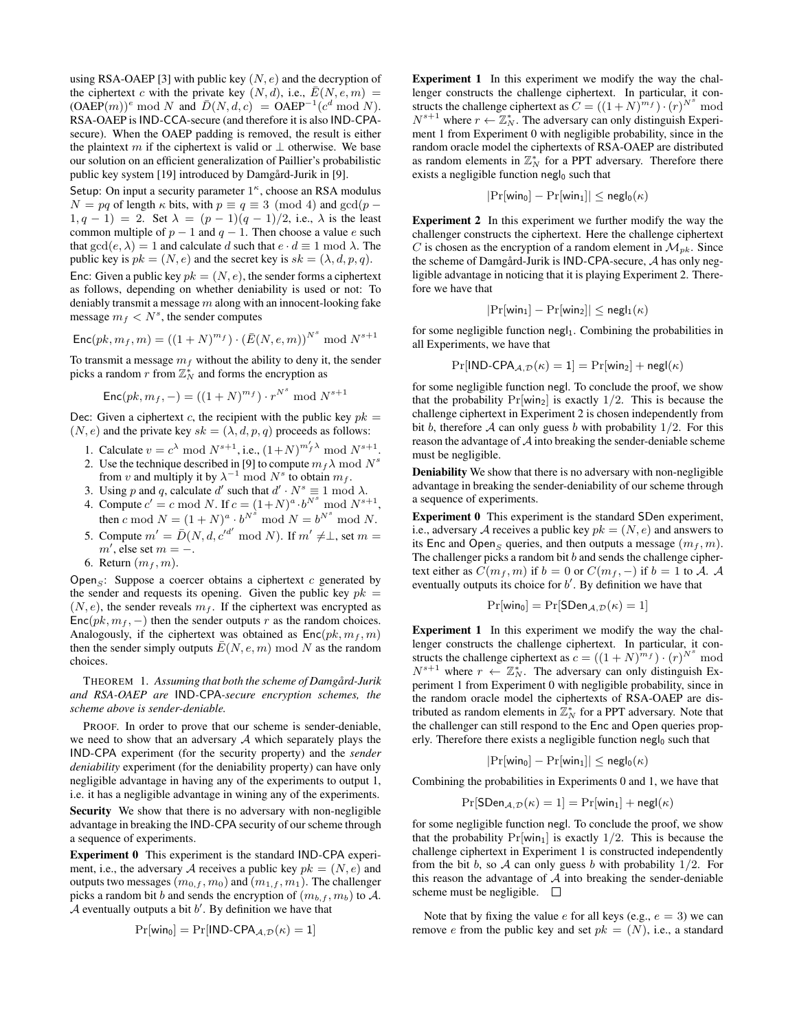using RSA-OAEP [3] with public key $(N, e)$ and the decryption of the ciphertext $c$ with the private key $(N, d)$, i.e., $\bar{E}(N, e, m) = (\text{OAEP}(m))^e \bmod N$ and $\bar{D}(N, d, c) = \text{OAEP}^{-1}(c^d \bmod N)$. RSA-OAEP is IND-CCA-secure (and therefore it is also IND-CPA-secure). When the OAEP padding is removed, the result is either the plaintext $m$ if the ciphertext is valid or $\perp$ otherwise. We base our solution on an efficient generalization of Paillier's probabilistic public key system [19] introduced by Damgård-Jurik in [9].

Setup: On input a security parameter $1^\kappa$, choose an RSA modulus $N = pq$ of length $\kappa$ bits, with $p \equiv q \equiv 3 \pmod 4$ and $\gcd(p-1, q-1) = 2$. Set $\lambda = (p-1)(q-1)/2$, i.e., $\lambda$ is the least common multiple of $p-1$ and $q-1$. Then choose a value $e$ such that $\gcd(e, \lambda) = 1$ and calculate $d$ such that $e \cdot d \equiv 1 \bmod \lambda$. The public key is $pk = (N, e)$ and the secret key is $sk = (\lambda, d, p, q)$.

Enc: Given a public key $pk = (N, e)$, the sender forms a ciphertext as follows, depending on whether deniability is used or not: To deniably transmit a message $m$ along with an innocent-looking fake message $m_f < N^s$, the sender computes

$$\mathsf{Enc}(pk, m_f, m) = ((1+N)^{m_f}) \cdot (\bar{E}(N, e, m))^{N^s} \bmod N^{s+1}$$

To transmit a message $m_f$ without the ability to deny it, the sender picks a random $r$ from $\mathbb{Z}_N^*$ and forms the encryption as

$$\mathsf{Enc}(pk, m_f, -) = ((1+N)^{m_f}) \cdot r^{N^s} \bmod N^{s+1}$$

Dec: Given a ciphertext $c$, the recipient with the public key $pk = (N, e)$ and the private key $sk = (\lambda, d, p, q)$ proceeds as follows:

1. Calculate $v = c^\lambda \bmod N^{s+1}$, i.e., $(1+N)^{m'_f \lambda} \bmod N^{s+1}$.
2. Use the technique described in [9] to compute $m_f \lambda \bmod N^s$ from $v$ and multiply it by $\lambda^{-1} \bmod N^s$ to obtain $m_f$.
3. Using $p$ and $q$, calculate $d'$ such that $d' \cdot N^s \equiv 1 \bmod \lambda$.
4. Compute $c' = c \bmod N$. If $c = (1+N)^a \cdot b^{N^s} \bmod N^{s+1}$, then $c \bmod N = (1+N)^a \cdot b^{N^s} \bmod N = b^{N^s} \bmod N$.
5. Compute $m' = \bar{D}(N, d, c'^{d'} \bmod N)$. If $m' \neq \perp$, set $m = m'$, else set $m = -$.
6. Return $(m_f, m)$.

$\mathsf{Open}_S$: Suppose a coercer obtains a ciphertext $c$ generated by the sender and requests its opening. Given the public key $pk = (N, e)$, the sender reveals $m_f$. If the ciphertext was encrypted as $\mathsf{Enc}(pk, m_f, -)$ then the sender outputs $r$ as the random choices. Analogously, if the ciphertext was obtained as $\mathsf{Enc}(pk, m_f, m)$ then the sender simply outputs $\bar{E}(N, e, m) \bmod N$ as the random choices.

THEOREM 1. *Assuming that both the scheme of Damgård-Jurik and RSA-OAEP are* IND-CPA*-secure encryption schemes, the scheme above is sender-deniable.*

PROOF. In order to prove that our scheme is sender-deniable, we need to show that an adversary $\mathcal{A}$ which separately plays the IND-CPA experiment (for the security property) and the *sender deniability* experiment (for the deniability property) can have only negligible advantage in having any of the experiments to output 1, i.e. it has a negligible advantage in wining any of the experiments.

**Security** We show that there is no adversary with non-negligible advantage in breaking the IND-CPA security of our scheme through a sequence of experiments.

**Experiment 0** This experiment is the standard IND-CPA experiment, i.e., the adversary $\mathcal{A}$ receives a public key $pk = (N, e)$ and outputs two messages $(m_{0,f}, m_0)$ and $(m_{1,f}, m_1)$. The challenger picks a random bit $b$ and sends the encryption of $(m_{b,f}, m_b)$ to $\mathcal{A}$. $\mathcal{A}$ eventually outputs a bit $b'$. By definition we have that

$$\Pr[\mathsf{win}_0] = \Pr[\mathsf{IND\text{-}CPA}_{\mathcal{A},\mathcal{D}}(\kappa) = 1]$$

**Experiment 1** In this experiment we modify the way the challenger constructs the challenge ciphertext. In particular, it constructs the challenge ciphertext as $C = ((1+N)^{m_f}) \cdot (r)^{N^s} \bmod N^{s+1}$ where $r \leftarrow \mathbb{Z}_N^*$. The adversary can only distinguish Experiment 1 from Experiment 0 with negligible probability, since in the random oracle model the ciphertexts of RSA-OAEP are distributed as random elements in $\mathbb{Z}_N^*$ for a PPT adversary. Therefore there exists a negligible function $\mathsf{negl}_0$ such that

$$|\Pr[\mathsf{win}_0] - \Pr[\mathsf{win}_1]| \leq \mathsf{negl}_0(\kappa)$$

**Experiment 2** In this experiment we further modify the way the challenger constructs the ciphertext. Here the challenge ciphertext $C$ is chosen as the encryption of a random element in $\mathcal{M}_{pk}$. Since the scheme of Damgård-Jurik is IND-CPA-secure, $\mathcal{A}$ has only negligible advantage in noticing that it is playing Experiment 2. Therefore we have that

$$|\Pr[\mathsf{win}_1] - \Pr[\mathsf{win}_2]| \leq \mathsf{negl}_1(\kappa)$$

for some negligible function $\mathsf{negl}_1$. Combining the probabilities in all Experiments, we have that

$$\Pr[\mathsf{IND\text{-}CPA}_{\mathcal{A},\mathcal{D}}(\kappa) = 1] = \Pr[\mathsf{win}_2] + \mathsf{negl}(\kappa)$$

for some negligible function $\mathsf{negl}$. To conclude the proof, we show that the probability $\Pr[\mathsf{win}_2]$ is exactly $1/2$. This is because the challenge ciphertext in Experiment 2 is chosen independently from bit $b$, therefore $\mathcal{A}$ can only guess $b$ with probability $1/2$. For this reason the advantage of $\mathcal{A}$ into breaking the sender-deniable scheme must be negligible.

**Deniability** We show that there is no adversary with non-negligible advantage in breaking the sender-deniability of our scheme through a sequence of experiments.

**Experiment 0** This experiment is the standard SDen experiment, i.e., adversary $\mathcal{A}$ receives a public key $pk = (N, e)$ and answers to its Enc and $\mathsf{Open}_S$ queries, and then outputs a message $(m_f, m)$. The challenger picks a random bit $b$ and sends the challenge ciphertext either as $C(m_f, m)$ if $b = 0$ or $C(m_f, -)$ if $b = 1$ to $\mathcal{A}$. $\mathcal{A}$ eventually outputs its choice for $b'$. By definition we have that

$$\Pr[\mathsf{win}_0] = \Pr[\mathsf{SDen}_{\mathcal{A},\mathcal{D}}(\kappa) = 1]$$

**Experiment 1** In this experiment we modify the way the challenger constructs the challenge ciphertext. In particular, it constructs the challenge ciphertext as $c = ((1+N)^{m_f}) \cdot (r)^{N^s} \bmod N^{s+1}$ where $r \leftarrow \mathbb{Z}_N^*$. The adversary can only distinguish Experiment 1 from Experiment 0 with negligible probability, since in the random oracle model the ciphertexts of RSA-OAEP are distributed as random elements in $\mathbb{Z}_N^*$ for a PPT adversary. Note that the challenger can still respond to the Enc and Open queries properly. Therefore there exists a negligible function $\mathsf{negl}_0$ such that

$$|\Pr[\mathsf{win}_0] - \Pr[\mathsf{win}_1]| \leq \mathsf{negl}_0(\kappa)$$

Combining the probabilities in Experiments 0 and 1, we have that

$$\Pr[\mathsf{SDen}_{\mathcal{A},\mathcal{D}}(\kappa) = 1] = \Pr[\mathsf{win}_1] + \mathsf{negl}(\kappa)$$

for some negligible function $\mathsf{negl}$. To conclude the proof, we show that the probability $\Pr[\mathsf{win}_1]$ is exactly $1/2$. This is because the challenge ciphertext in Experiment 1 is constructed independently from the bit $b$, so $\mathcal{A}$ can only guess $b$ with probability $1/2$. For this reason the advantage of $\mathcal{A}$ into breaking the sender-deniable scheme must be negligible. $\square$

Note that by fixing the value $e$ for all keys (e.g., $e = 3$) we can remove $e$ from the public key and set $pk = (N)$, i.e., a standard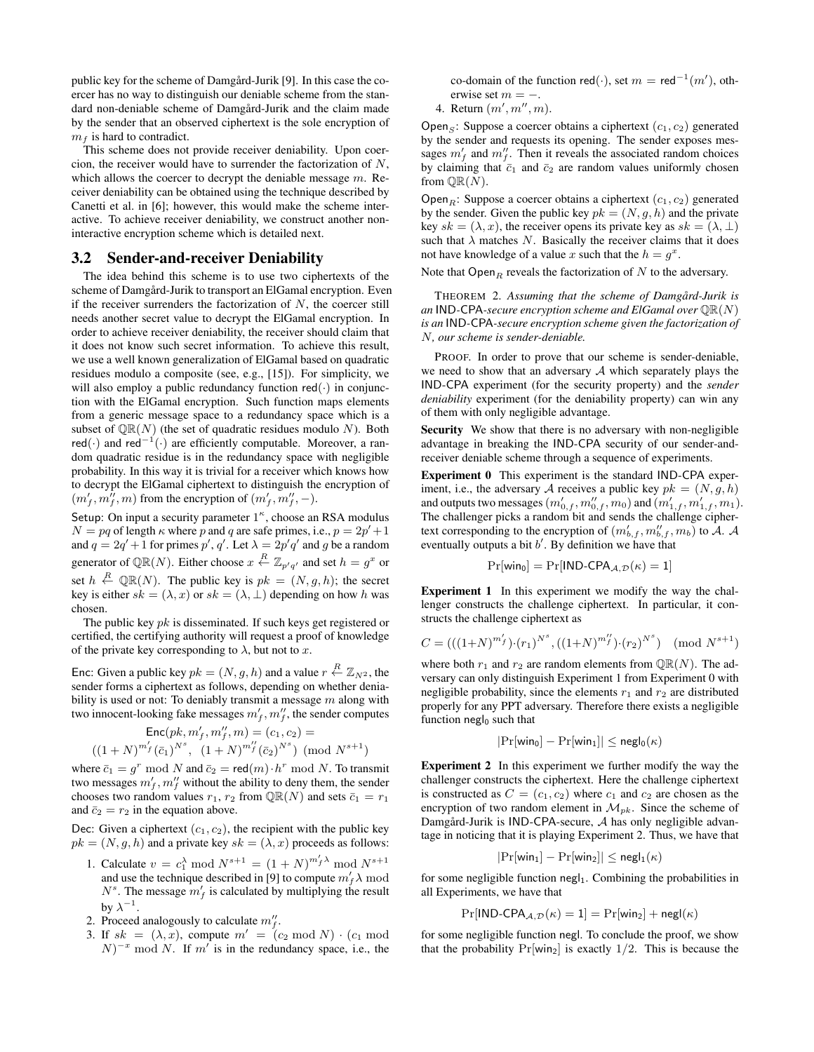public key for the scheme of Damgård-Jurik [9]. In this case the coercer has no way to distinguish our deniable scheme from the standard non-deniable scheme of Damgård-Jurik and the claim made by the sender that an observed ciphertext is the sole encryption of $m_f$ is hard to contradict.

This scheme does not provide receiver deniability. Upon coercion, the receiver would have to surrender the factorization of $N$, which allows the coercer to decrypt the deniable message $m$. Receiver deniability can be obtained using the technique described by Canetti et al. in [6]; however, this would make the scheme interactive. To achieve receiver deniability, we construct another non-interactive encryption scheme which is detailed next.

## 3.2 Sender-and-receiver Deniability

The idea behind this scheme is to use two ciphertexts of the scheme of Damgård-Jurik to transport an ElGamal encryption. Even if the receiver surrenders the factorization of $N$, the coercer still needs another secret value to decrypt the ElGamal encryption. In order to achieve receiver deniability, the receiver should claim that it does not know such secret information. To achieve this result, we use a well known generalization of ElGamal based on quadratic residues modulo a composite (see, e.g., [15]). For simplicity, we will also employ a public redundancy function $\mathsf{red}(\cdot)$ in conjunction with the ElGamal encryption. Such function maps elements from a generic message space to a redundancy space which is a subset of $\mathbb{QR}(N)$ (the set of quadratic residues modulo $N$). Both $\mathsf{red}(\cdot)$ and $\mathsf{red}^{-1}(\cdot)$ are efficiently computable. Moreover, a random quadratic residue is in the redundancy space with negligible probability. In this way it is trivial for a receiver which knows how to decrypt the ElGamal ciphertext to distinguish the encryption of $(m'_f, m''_f, m)$ from the encryption of $(m'_f, m''_f, -)$.

Setup: On input a security parameter $1^\kappa$, choose an RSA modulus $N = pq$ of length $\kappa$ where $p$ and $q$ are safe primes, i.e., $p = 2p' + 1$ and $q = 2q' + 1$ for primes $p'$, $q'$. Let $\lambda = 2p'q'$ and $g$ be a random generator of $\mathbb{QR}(N)$. Either choose $x \xleftarrow{R} \mathbb{Z}_{p'q'}$ and set $h = g^x$ or set $h \xleftarrow{R} \mathbb{QR}(N)$. The public key is $pk = (N, g, h)$; the secret key is either $sk = (\lambda, x)$ or $sk = (\lambda, \perp)$ depending on how $h$ was chosen.

The public key $pk$ is disseminated. If such keys get registered or certified, the certifying authority will request a proof of knowledge of the private key corresponding to $\lambda$, but not to $x$.

Enc: Given a public key $pk = (N, g, h)$ and a value $r \xleftarrow{R} \mathbb{Z}_{N^2}$, the sender forms a ciphertext as follows, depending on whether deniability is used or not: To deniably transmit a message $m$ along with two innocent-looking fake messages $m'_f, m''_f$, the sender computes

$$\mathsf{Enc}(pk, m'_f, m''_f, m) = (c_1, c_2) =$$
$$((1+N)^{m'_f}(\bar{c}_1)^{N^s},\ (1+N)^{m''_f}(\bar{c}_2)^{N^s}) \pmod{N^{s+1}}$$

where $\bar{c}_1 = g^r \bmod N$ and $\bar{c}_2 = \mathsf{red}(m) \cdot h^r \bmod N$. To transmit two messages $m'_f, m''_f$ without the ability to deny them, the sender chooses two random values $r_1$, $r_2$ from $\mathbb{QR}(N)$ and sets $\bar{c}_1 = r_1$ and $\bar{c}_2 = r_2$ in the equation above.

Dec: Given a ciphertext $(c_1, c_2)$, the recipient with the public key $pk = (N, g, h)$ and a private key $sk = (\lambda, x)$ proceeds as follows:

1. Calculate $v = c_1^\lambda \bmod N^{s+1} = (1+N)^{m'_f \lambda} \bmod N^{s+1}$ and use the technique described in [9] to compute $m'_f \lambda \bmod N^s$. The message $m'_f$ is calculated by multiplying the result by $\lambda^{-1}$.
2. Proceed analogously to calculate $m''_f$.
3. If $sk = (\lambda, x)$, compute $m' = (c_2 \bmod N) \cdot (c_1 \bmod N)^{-x} \bmod N$. If $m'$ is in the redundancy space, i.e., the co-domain of the function $\mathsf{red}(\cdot)$, set $m = \mathsf{red}^{-1}(m')$, otherwise set $m = -$.
4. Return $(m', m'', m)$.

$\mathsf{Open}_S$: Suppose a coercer obtains a ciphertext $(c_1, c_2)$ generated by the sender and requests its opening. The sender exposes messages $m'_f$ and $m''_f$. Then it reveals the associated random choices by claiming that $\bar{c}_1$ and $\bar{c}_2$ are random values uniformly chosen from $\mathbb{QR}(N)$.

$\mathsf{Open}_R$: Suppose a coercer obtains a ciphertext $(c_1, c_2)$ generated by the sender. Given the public key $pk = (N, g, h)$ and the private key $sk = (\lambda, x)$, the receiver opens its private key as $sk = (\lambda, \perp)$ such that $\lambda$ matches $N$. Basically the receiver claims that it does not have knowledge of a value $x$ such that the $h = g^x$.

Note that $\mathsf{Open}_R$ reveals the factorization of $N$ to the adversary.

THEOREM 2. *Assuming that the scheme of Damgård-Jurik is an* IND-CPA*-secure encryption scheme and ElGamal over $\mathbb{QR}(N)$ is an* IND-CPA*-secure encryption scheme given the factorization of $N$, our scheme is sender-deniable.*

PROOF. In order to prove that our scheme is sender-deniable, we need to show that an adversary $\mathcal{A}$ which separately plays the IND-CPA experiment (for the security property) and the *sender deniability* experiment (for the deniability property) can win any of them with only negligible advantage.

**Security** We show that there is no adversary with non-negligible advantage in breaking the IND-CPA security of our sender-and-receiver deniable scheme through a sequence of experiments.

**Experiment 0** This experiment is the standard IND-CPA experiment, i.e., the adversary $\mathcal{A}$ receives a public key $pk = (N, g, h)$ and outputs two messages $(m'_{0,f}, m''_{0,f}, m_0)$ and $(m'_{1,f}, m'_{1,f}, m_1)$. The challenger picks a random bit and sends the challenge ciphertext corresponding to the encryption of $(m'_{b,f}, m''_{b,f}, m_b)$ to $\mathcal{A}$. $\mathcal{A}$ eventually outputs a bit $b'$. By definition we have that

$$\Pr[\mathsf{win}_0] = \Pr[\mathsf{IND\text{-}CPA}_{\mathcal{A},\mathcal{D}}(\kappa) = 1]$$

**Experiment 1** In this experiment we modify the way the challenger constructs the challenge ciphertext. In particular, it constructs the challenge ciphertext as

$$C = (((1+N)^{m'_f}) \cdot (r_1)^{N^s}, ((1+N)^{m''_f}) \cdot (r_2)^{N^s}) \pmod{N^{s+1}}$$

where both $r_1$ and $r_2$ are random elements from $\mathbb{QR}(N)$. The adversary can only distinguish Experiment 1 from Experiment 0 with negligible probability, since the elements $r_1$ and $r_2$ are distributed properly for any PPT adversary. Therefore there exists a negligible function $\mathsf{negl}_0$ such that

$$|\Pr[\mathsf{win}_0] - \Pr[\mathsf{win}_1]| \leq \mathsf{negl}_0(\kappa)$$

**Experiment 2** In this experiment we further modify the way the challenger constructs the ciphertext. Here the challenge ciphertext is constructed as $C = (c_1, c_2)$ where $c_1$ and $c_2$ are chosen as the encryption of two random element in $\mathcal{M}_{pk}$. Since the scheme of Damgård-Jurik is IND-CPA-secure, $\mathcal{A}$ has only negligible advantage in noticing that it is playing Experiment 2. Thus, we have that

$$|\Pr[\mathsf{win}_1] - \Pr[\mathsf{win}_2]| \leq \mathsf{negl}_1(\kappa)$$

for some negligible function $\mathsf{negl}_1$. Combining the probabilities in all Experiments, we have that

$$\Pr[\mathsf{IND\text{-}CPA}_{\mathcal{A},\mathcal{D}}(\kappa) = 1] = \Pr[\mathsf{win}_2] + \mathsf{negl}(\kappa)$$

for some negligible function $\mathsf{negl}$. To conclude the proof, we show that the probability $\Pr[\mathsf{win}_2]$ is exactly $1/2$. This is because the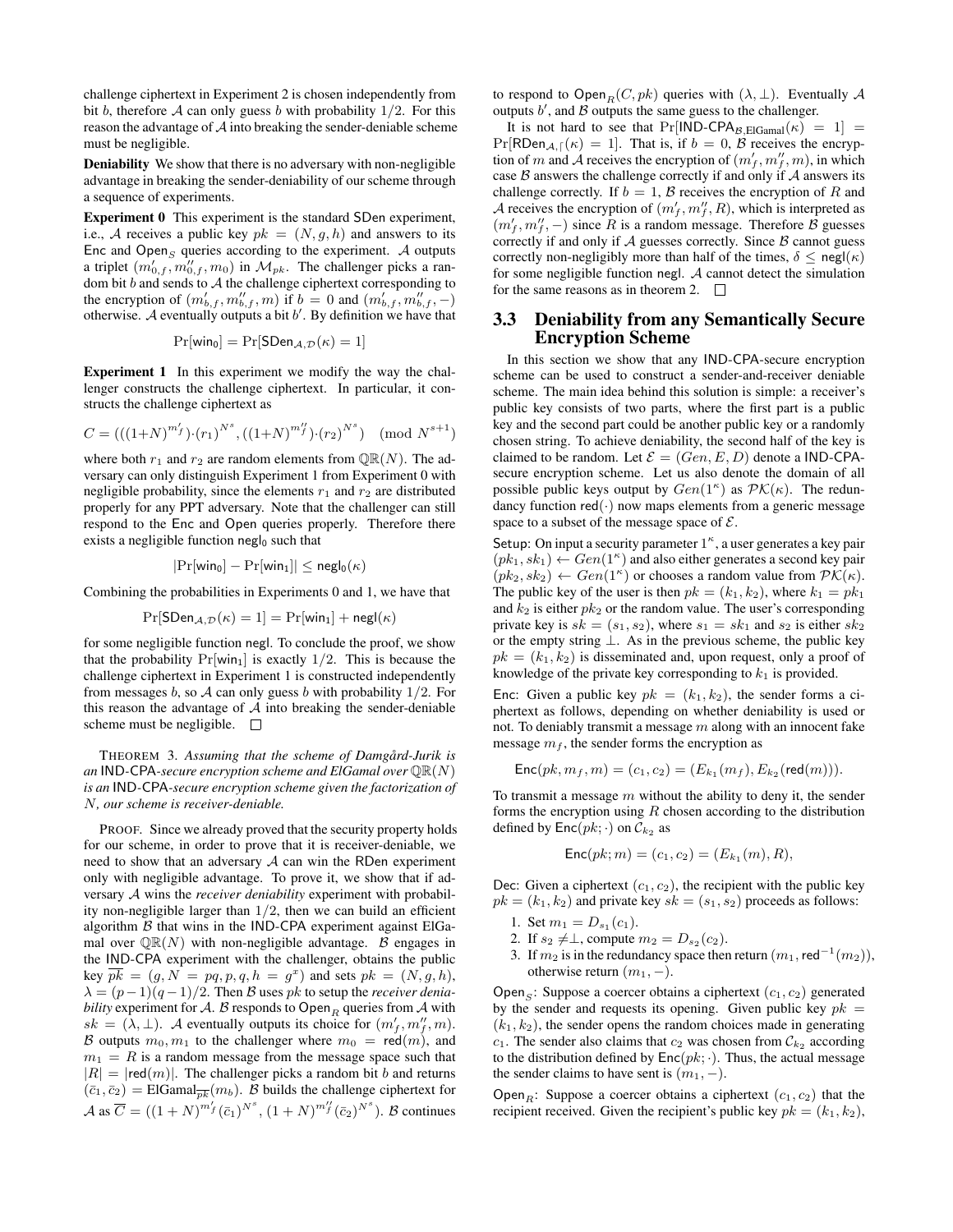challenge ciphertext in Experiment 2 is chosen independently from bit $b$, therefore $\mathcal{A}$ can only guess $b$ with probability $1/2$. For this reason the advantage of $\mathcal{A}$ into breaking the sender-deniable scheme must be negligible.

**Deniability** We show that there is no adversary with non-negligible advantage in breaking the sender-deniability of our scheme through a sequence of experiments.

**Experiment 0** This experiment is the standard SDen experiment, i.e., $\mathcal{A}$ receives a public key $pk = (N, g, h)$ and answers to its Enc and $\mathsf{Open}_S$ queries according to the experiment. $\mathcal{A}$ outputs a triplet $(m'_{0,f}, m''_{0,f}, m_0)$ in $\mathcal{M}_{pk}$. The challenger picks a random bit $b$ and sends to $\mathcal{A}$ the challenge ciphertext corresponding to the encryption of $(m'_{b,f}, m''_{b,f}, m)$ if $b = 0$ and $(m'_{b,f}, m''_{b,f}, -)$ otherwise. $\mathcal{A}$ eventually outputs a bit $b'$. By definition we have that

$$\Pr[\mathsf{win}_0] = \Pr[\mathsf{SDen}_{\mathcal{A},\mathcal{D}}(\kappa) = 1]$$

**Experiment 1** In this experiment we modify the way the challenger constructs the challenge ciphertext. In particular, it constructs the challenge ciphertext as

$$C = (((1+N)^{m'_f}) \cdot (r_1)^{N^s}, ((1+N)^{m''_f}) \cdot (r_2)^{N^s}) \pmod{N^{s+1}}$$

where both $r_1$ and $r_2$ are random elements from $\mathbb{QR}(N)$. The adversary can only distinguish Experiment 1 from Experiment 0 with negligible probability, since the elements $r_1$ and $r_2$ are distributed properly for any PPT adversary. Note that the challenger can still respond to the Enc and Open queries properly. Therefore there exists a negligible function $\mathsf{negl}_0$ such that

$$|\Pr[\mathsf{win}_0] - \Pr[\mathsf{win}_1]| \leq \mathsf{negl}_0(\kappa)$$

Combining the probabilities in Experiments 0 and 1, we have that

$$\Pr[\mathsf{SDen}_{\mathcal{A},\mathcal{D}}(\kappa) = 1] = \Pr[\mathsf{win}_1] + \mathsf{negl}(\kappa)$$

for some negligible function negl. To conclude the proof, we show that the probability $\Pr[\mathsf{win}_1]$ is exactly $1/2$. This is because the challenge ciphertext in Experiment 1 is constructed independently from messages $b$, so $\mathcal{A}$ can only guess $b$ with probability $1/2$. For this reason the advantage of $\mathcal{A}$ into breaking the sender-deniable scheme must be negligible. □

THEOREM 3. *Assuming that the scheme of Damgård-Jurik is an* IND-CPA*-secure encryption scheme and ElGamal over* $\mathbb{QR}(N)$ *is an* IND-CPA*-secure encryption scheme given the factorization of* $N$*, our scheme is receiver-deniable.*

PROOF. Since we already proved that the security property holds for our scheme, in order to prove that it is receiver-deniable, we need to show that an adversary $\mathcal{A}$ can win the RDen experiment only with negligible advantage. To prove it, we show that if adversary $\mathcal{A}$ wins the *receiver deniability* experiment with probability non-negligible larger than $1/2$, then we can build an efficient algorithm $\mathcal{B}$ that wins in the IND-CPA experiment against ElGamal over $\mathbb{QR}(N)$ with non-negligible advantage. $\mathcal{B}$ engages in the IND-CPA experiment with the challenger, obtains the public key $\overline{pk} = (g, N = pq, p, q, h = g^x)$ and sets $pk = (N, g, h)$, $\lambda = (p-1)(q-1)/2$. Then $\mathcal{B}$ uses $pk$ to setup the *receiver deniability* experiment for $\mathcal{A}$. $\mathcal{B}$ responds to $\mathsf{Open}_R$ queries from $\mathcal{A}$ with $sk = (\lambda, \perp)$. $\mathcal{A}$ eventually outputs its choice for $(m'_f, m''_f, m)$. $\mathcal{B}$ outputs $m_0, m_1$ to the challenger where $m_0 = \mathsf{red}(m)$, and $m_1 = R$ is a random message from the message space such that $|R| = |\mathsf{red}(m)|$. The challenger picks a random bit $b$ and returns $(\bar{c}_1, \bar{c}_2) = \mathrm{ElGamal}_{\overline{pk}}(m_b)$. $\mathcal{B}$ builds the challenge ciphertext for $\mathcal{A}$ as $\overline{C} = ((1+N)^{m'_f}(\bar{c}_1)^{N^s}, (1+N)^{m''_f}(\bar{c}_2)^{N^s})$. $\mathcal{B}$ continues to respond to $\mathsf{Open}_R(C, pk)$ queries with $(\lambda, \perp)$. Eventually $\mathcal{A}$ outputs $b'$, and $\mathcal{B}$ outputs the same guess to the challenger.

It is not hard to see that $\Pr[\mathsf{IND\text{-}CPA}_{\mathcal{B},\mathrm{ElGamal}}(\kappa) = 1] = \Pr[\mathsf{RDen}_{\mathcal{A},\lceil}(\kappa) = 1]$. That is, if $b = 0$, $\mathcal{B}$ receives the encryption of $m$ and $\mathcal{A}$ receives the encryption of $(m'_f, m''_f, m)$, in which case $\mathcal{B}$ answers the challenge correctly if and only if $\mathcal{A}$ answers its challenge correctly. If $b = 1$, $\mathcal{B}$ receives the encryption of $R$ and $\mathcal{A}$ receives the encryption of $(m'_f, m''_f, R)$, which is interpreted as $(m'_f, m''_f, -)$ since $R$ is a random message. Therefore $\mathcal{B}$ guesses correctly if and only if $\mathcal{A}$ guesses correctly. Since $\mathcal{B}$ cannot guess correctly non-negligibly more than half of the times, $\delta \leq \mathsf{negl}(\kappa)$ for some negligible function negl. $\mathcal{A}$ cannot detect the simulation for the same reasons as in theorem 2. □

### 3.3 Deniability from any Semantically Secure Encryption Scheme

In this section we show that any IND-CPA-secure encryption scheme can be used to construct a sender-and-receiver deniable scheme. The main idea behind this solution is simple: a receiver's public key consists of two parts, where the first part is a public key and the second part could be another public key or a randomly chosen string. To achieve deniability, the second half of the key is claimed to be random. Let $\mathcal{E} = (Gen, E, D)$ denote a IND-CPA-secure encryption scheme. Let us also denote the domain of all possible public keys output by $Gen(1^\kappa)$ as $\mathcal{PK}(\kappa)$. The redundancy function $\mathsf{red}(\cdot)$ now maps elements from a generic message space to a subset of the message space of $\mathcal{E}$.

Setup: On input a security parameter $1^\kappa$, a user generates a key pair $(pk_1, sk_1) \leftarrow Gen(1^\kappa)$ and also either generates a second key pair $(pk_2, sk_2) \leftarrow Gen(1^\kappa)$ or chooses a random value from $\mathcal{PK}(\kappa)$. The public key of the user is then $pk = (k_1, k_2)$, where $k_1 = pk_1$ and $k_2$ is either $pk_2$ or the random value. The user's corresponding private key is $sk = (s_1, s_2)$, where $s_1 = sk_1$ and $s_2$ is either $sk_2$ or the empty string $\perp$. As in the previous scheme, the public key $pk = (k_1, k_2)$ is disseminated and, upon request, only a proof of knowledge of the private key corresponding to $k_1$ is provided.

Enc: Given a public key $pk = (k_1, k_2)$, the sender forms a ciphertext as follows, depending on whether deniability is used or not. To deniably transmit a message $m$ along with an innocent fake message $m_f$, the sender forms the encryption as

$$\mathsf{Enc}(pk, m_f, m) = (c_1, c_2) = (E_{k_1}(m_f), E_{k_2}(\mathsf{red}(m))).$$

To transmit a message $m$ without the ability to deny it, the sender forms the encryption using $R$ chosen according to the distribution defined by $\mathsf{Enc}(pk; \cdot)$ on $\mathcal{C}_{k_2}$ as

$$\mathsf{Enc}(pk; m) = (c_1, c_2) = (E_{k_1}(m), R),$$

Dec: Given a ciphertext $(c_1, c_2)$, the recipient with the public key $pk = (k_1, k_2)$ and private key $sk = (s_1, s_2)$ proceeds as follows:

1. Set $m_1 = D_{s_1}(c_1)$.
2. If $s_2 \neq \perp$, compute $m_2 = D_{s_2}(c_2)$.
3. If $m_2$ is in the redundancy space then return $(m_1, \mathsf{red}^{-1}(m_2))$, otherwise return $(m_1, -)$.

$\mathsf{Open}_S$: Suppose a coercer obtains a ciphertext $(c_1, c_2)$ generated by the sender and requests its opening. Given public key $pk = (k_1, k_2)$, the sender opens the random choices made in generating $c_1$. The sender also claims that $c_2$ was chosen from $\mathcal{C}_{k_2}$ according to the distribution defined by $\mathsf{Enc}(pk; \cdot)$. Thus, the actual message the sender claims to have sent is $(m_1, -)$.

$\mathsf{Open}_R$: Suppose a coercer obtains a ciphertext $(c_1, c_2)$ that the recipient received. Given the recipient's public key $pk = (k_1, k_2)$,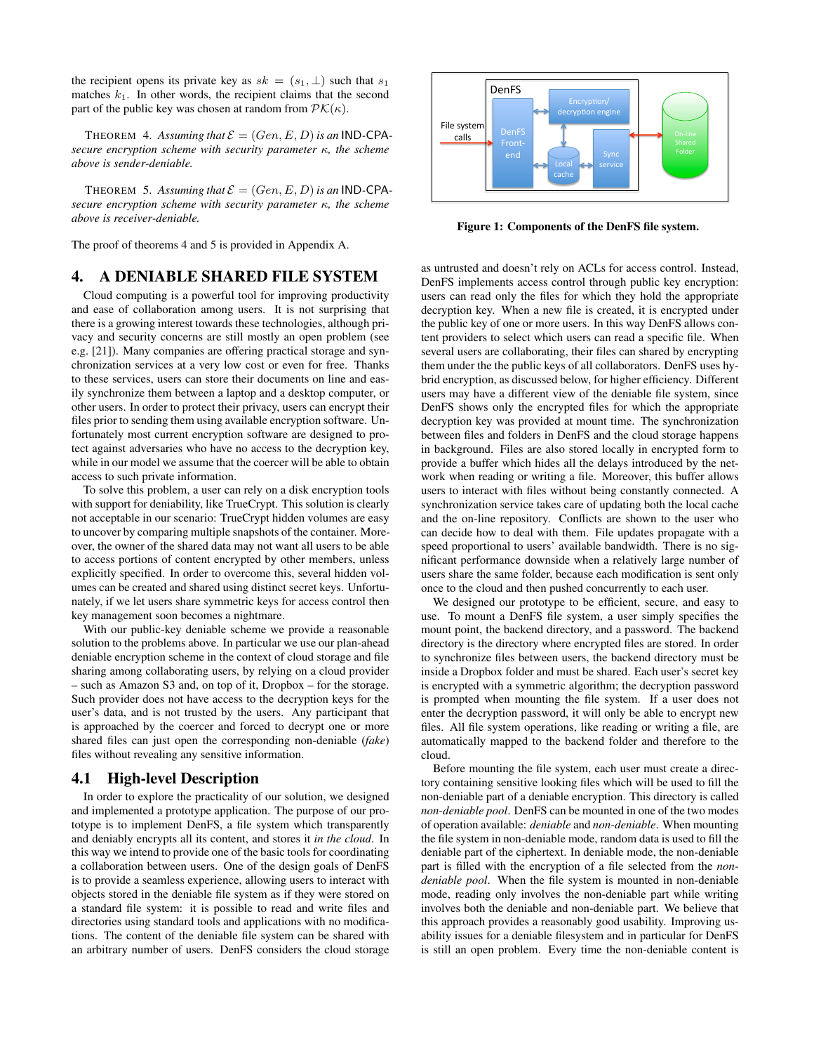the recipient opens its private key as $sk = (s_1, \perp)$ such that $s_1$ matches $k_1$. In other words, the recipient claims that the second part of the public key was chosen at random from $\mathcal{PK}(\kappa)$.

THEOREM 4. *Assuming that $\mathcal{E} = (Gen, E, D)$ is an* IND-CPA-*secure encryption scheme with security parameter $\kappa$, the scheme above is sender-deniable.*

THEOREM 5. *Assuming that $\mathcal{E} = (Gen, E, D)$ is an* IND-CPA-*secure encryption scheme with security parameter $\kappa$, the scheme above is receiver-deniable.*

The proof of theorems 4 and 5 is provided in Appendix A.

# 4. A DENIABLE SHARED FILE SYSTEM

Cloud computing is a powerful tool for improving productivity and ease of collaboration among users. It is not surprising that there is a growing interest towards these technologies, although privacy and security concerns are still mostly an open problem (see e.g. [21]). Many companies are offering practical storage and synchronization services at a very low cost or even for free. Thanks to these services, users can store their documents on line and easily synchronize them between a laptop and a desktop computer, or other users. In order to protect their privacy, users can encrypt their files prior to sending them using available encryption software. Unfortunately most current encryption software are designed to protect against adversaries who have no access to the decryption key, while in our model we assume that the coercer will be able to obtain access to such private information.

To solve this problem, a user can rely on a disk encryption tools with support for deniability, like TrueCrypt. This solution is clearly not acceptable in our scenario: TrueCrypt hidden volumes are easy to uncover by comparing multiple snapshots of the container. Moreover, the owner of the shared data may not want all users to be able to access portions of content encrypted by other members, unless explicitly specified. In order to overcome this, several hidden volumes can be created and shared using distinct secret keys. Unfortunately, if we let users share symmetric keys for access control then key management soon becomes a nightmare.

With our public-key deniable scheme we provide a reasonable solution to the problems above. In particular we use our plan-ahead deniable encryption scheme in the context of cloud storage and file sharing among collaborating users, by relying on a cloud provider – such as Amazon S3 and, on top of it, Dropbox – for the storage. Such provider does not have access to the decryption keys for the user's data, and is not trusted by the users. Any participant that is approached by the coercer and forced to decrypt one or more shared files can just open the corresponding non-deniable (*fake*) files without revealing any sensitive information.

## 4.1 High-level Description

In order to explore the practicality of our solution, we designed and implemented a prototype application. The purpose of our prototype is to implement DenFS, a file system which transparently and deniably encrypts all its content, and stores it *in the cloud*. In this way we intend to provide one of the basic tools for coordinating a collaboration between users. One of the design goals of DenFS is to provide a seamless experience, allowing users to interact with objects stored in the deniable file system as if they were stored on a standard file system: it is possible to read and write files and directories using standard tools and applications with no modifications. The content of the deniable file system can be shared with an arbitrary number of users. DenFS considers the cloud storage

DenFS
File system calls
DenFS Front-end
Encryption/ decryption engine
Local cache
Sync service
On-line Shared Folder

**Figure 1: Components of the DenFS file system.**

as untrusted and doesn't rely on ACLs for access control. Instead, DenFS implements access control through public key encryption: users can read only the files for which they hold the appropriate decryption key. When a new file is created, it is encrypted under the public key of one or more users. In this way DenFS allows content providers to select which users can read a specific file. When several users are collaborating, their files can shared by encrypting them under the the public keys of all collaborators. DenFS uses hybrid encryption, as discussed below, for higher efficiency. Different users may have a different view of the deniable file system, since DenFS shows only the encrypted files for which the appropriate decryption key was provided at mount time. The synchronization between files and folders in DenFS and the cloud storage happens in background. Files are also stored locally in encrypted form to provide a buffer which hides all the delays introduced by the network when reading or writing a file. Moreover, this buffer allows users to interact with files without being constantly connected. A synchronization service takes care of updating both the local cache and the on-line repository. Conflicts are shown to the user who can decide how to deal with them. File updates propagate with a speed proportional to users' available bandwidth. There is no significant performance downside when a relatively large number of users share the same folder, because each modification is sent only once to the cloud and then pushed concurrently to each user.

We designed our prototype to be efficient, secure, and easy to use. To mount a DenFS file system, a user simply specifies the mount point, the backend directory, and a password. The backend directory is the directory where encrypted files are stored. In order to synchronize files between users, the backend directory must be inside a Dropbox folder and must be shared. Each user's secret key is encrypted with a symmetric algorithm; the decryption password is prompted when mounting the file system. If a user does not enter the decryption password, it will only be able to encrypt new files. All file system operations, like reading or writing a file, are automatically mapped to the backend folder and therefore to the cloud.

Before mounting the file system, each user must create a directory containing sensitive looking files which will be used to fill the non-deniable part of a deniable encryption. This directory is called *non-deniable pool*. DenFS can be mounted in one of the two modes of operation available: *deniable* and *non-deniable*. When mounting the file system in non-deniable mode, random data is used to fill the deniable part of the ciphertext. In deniable mode, the non-deniable part is filled with the encryption of a file selected from the *non-deniable pool*. When the file system is mounted in non-deniable mode, reading only involves the non-deniable part while writing involves both the deniable and non-deniable part. We believe that this approach provides a reasonably good usability. Improving usability issues for a deniable filesystem and in particular for DenFS is still an open problem. Every time the non-deniable content is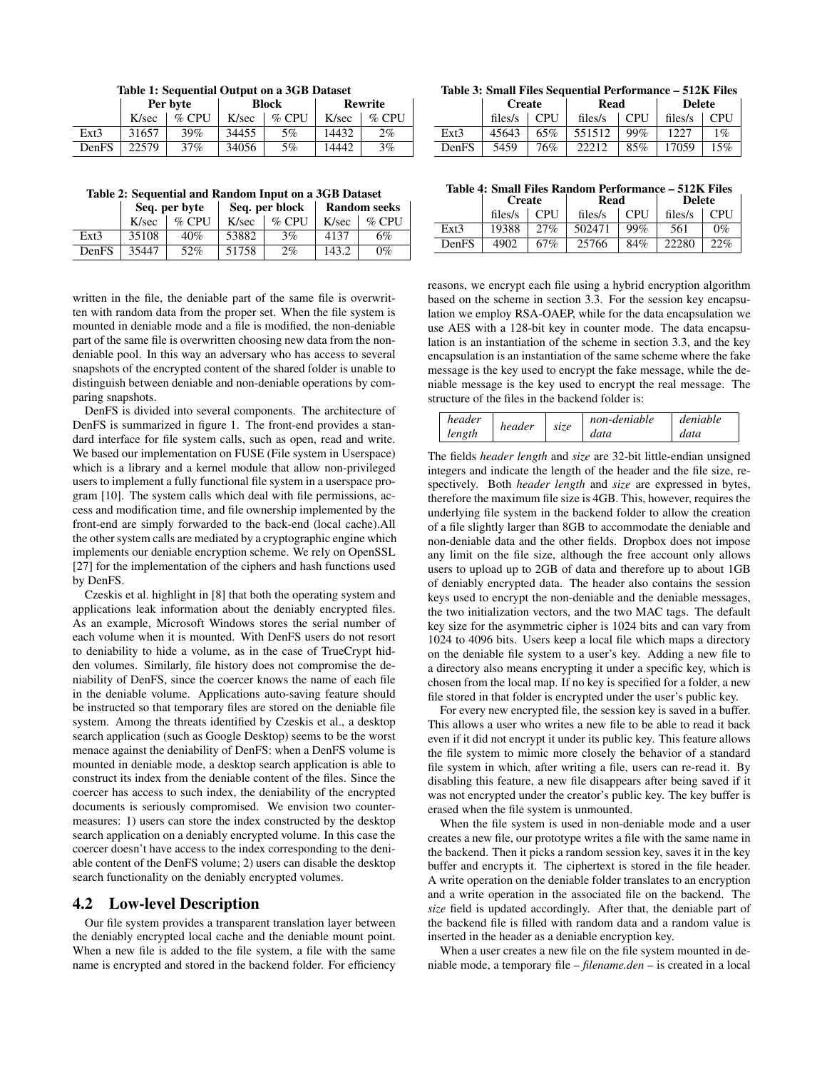**Table 1: Sequential Output on a 3GB Dataset**

| | Per byte | | Block | | Rewrite | |
|---|---|---|---|---|---|---|
| | K/sec | % CPU | K/sec | % CPU | K/sec | % CPU |
| Ext3 | 31657 | 39% | 34455 | 5% | 14432 | 2% |
| DenFS | 22579 | 37% | 34056 | 5% | 14442 | 3% |

**Table 2: Sequential and Random Input on a 3GB Dataset**

| | Seq. per byte | | Seq. per block | | Random seeks | |
|---|---|---|---|---|---|---|
| | K/sec | % CPU | K/sec | % CPU | K/sec | % CPU |
| Ext3 | 35108 | 40% | 53882 | 3% | 4137 | 6% |
| DenFS | 35447 | 52% | 51758 | 2% | 143.2 | 0% |

**Table 3: Small Files Sequential Performance – 512K Files**

| | Create | | Read | | Delete | |
|---|---|---|---|---|---|---|
| | files/s | CPU | files/s | CPU | files/s | CPU |
| Ext3 | 45643 | 65% | 551512 | 99% | 1227 | 1% |
| DenFS | 5459 | 76% | 22212 | 85% | 17059 | 15% |

**Table 4: Small Files Random Performance – 512K Files**

| | Create | | Read | | Delete | |
|---|---|---|---|---|---|---|
| | files/s | CPU | files/s | CPU | files/s | CPU |
| Ext3 | 19388 | 27% | 502471 | 99% | 561 | 0% |
| DenFS | 4902 | 67% | 25766 | 84% | 22280 | 22% |

written in the file, the deniable part of the same file is overwritten with random data from the proper set. When the file system is mounted in deniable mode and a file is modified, the non-deniable part of the same file is overwritten choosing new data from the non-deniable pool. In this way an adversary who has access to several snapshots of the encrypted content of the shared folder is unable to distinguish between deniable and non-deniable operations by comparing snapshots.

DenFS is divided into several components. The architecture of DenFS is summarized in figure 1. The front-end provides a standard interface for file system calls, such as open, read and write. We based our implementation on FUSE (File system in Userspace) which is a library and a kernel module that allow non-privileged users to implement a fully functional file system in a userspace program [10]. The system calls which deal with file permissions, access and modification time, and file ownership implemented by the front-end are simply forwarded to the back-end (local cache).All the other system calls are mediated by a cryptographic engine which implements our deniable encryption scheme. We rely on OpenSSL [27] for the implementation of the ciphers and hash functions used by DenFS.

Czeskis et al. highlight in [8] that both the operating system and applications leak information about the deniably encrypted files. As an example, Microsoft Windows stores the serial number of each volume when it is mounted. With DenFS users do not resort to deniability to hide a volume, as in the case of TrueCrypt hidden volumes. Similarly, file history does not compromise the deniability of DenFS, since the coercer knows the name of each file in the deniable volume. Applications auto-saving feature should be instructed so that temporary files are stored on the deniable file system. Among the threats identified by Czeskis et al., a desktop search application (such as Google Desktop) seems to be the worst menace against the deniability of DenFS: when a DenFS volume is mounted in deniable mode, a desktop search application is able to construct its index from the deniable content of the files. Since the coercer has access to such index, the deniability of the encrypted documents is seriously compromised. We envision two countermeasures: 1) users can store the index constructed by the desktop search application on a deniably encrypted volume. In this case the coercer doesn't have access to the index corresponding to the deniable content of the DenFS volume; 2) users can disable the desktop search functionality on the deniably encrypted volumes.

## 4.2 Low-level Description

Our file system provides a transparent translation layer between the deniably encrypted local cache and the deniable mount point. When a new file is added to the file system, a file with the same name is encrypted and stored in the backend folder. For efficiency reasons, we encrypt each file using a hybrid encryption algorithm based on the scheme in section 3.3. For the session key encapsulation we employ RSA-OAEP, while for the data encapsulation we use AES with a 128-bit key in counter mode. The data encapsulation is an instantiation of the scheme in section 3.3, and the key encapsulation is an instantiation of the same scheme where the fake message is the key used to encrypt the fake message, while the deniable message is the key used to encrypt the real message. The structure of the files in the backend folder is:

| | | | | |
|---|---|---|---|---|
| *header length* | *header* | *size* | *non-deniable data* | *deniable data* |

The fields *header length* and *size* are 32-bit little-endian unsigned integers and indicate the length of the header and the file size, respectively. Both *header length* and *size* are expressed in bytes, therefore the maximum file size is 4GB. This, however, requires the underlying file system in the backend folder to allow the creation of a file slightly larger than 8GB to accommodate the deniable and non-deniable data and the other fields. Dropbox does not impose any limit on the file size, although the free account only allows users to upload up to 2GB of data and therefore up to about 1GB of deniably encrypted data. The header also contains the session keys used to encrypt the non-deniable and the deniable messages, the two initialization vectors, and the two MAC tags. The default key size for the asymmetric cipher is 1024 bits and can vary from 1024 to 4096 bits. Users keep a local file which maps a directory on the deniable file system to a user's key. Adding a new file to a directory also means encrypting it under a specific key, which is chosen from the local map. If no key is specified for a folder, a new file stored in that folder is encrypted under the user's public key.

For every new encrypted file, the session key is saved in a buffer. This allows a user who writes a new file to be able to read it back even if it did not encrypt it under its public key. This feature allows the file system to mimic more closely the behavior of a standard file system in which, after writing a file, users can re-read it. By disabling this feature, a new file disappears after being saved if it was not encrypted under the creator's public key. The key buffer is erased when the file system is unmounted.

When the file system is used in non-deniable mode and a user creates a new file, our prototype writes a file with the same name in the backend. Then it picks a random session key, saves it in the key buffer and encrypts it. The ciphertext is stored in the file header. A write operation on the deniable folder translates to an encryption and a write operation in the associated file on the backend. The *size* field is updated accordingly. After that, the deniable part of the backend file is filled with random data and a random value is inserted in the header as a deniable encryption key.

When a user creates a new file on the file system mounted in deniable mode, a temporary file – *filename.den* – is created in a local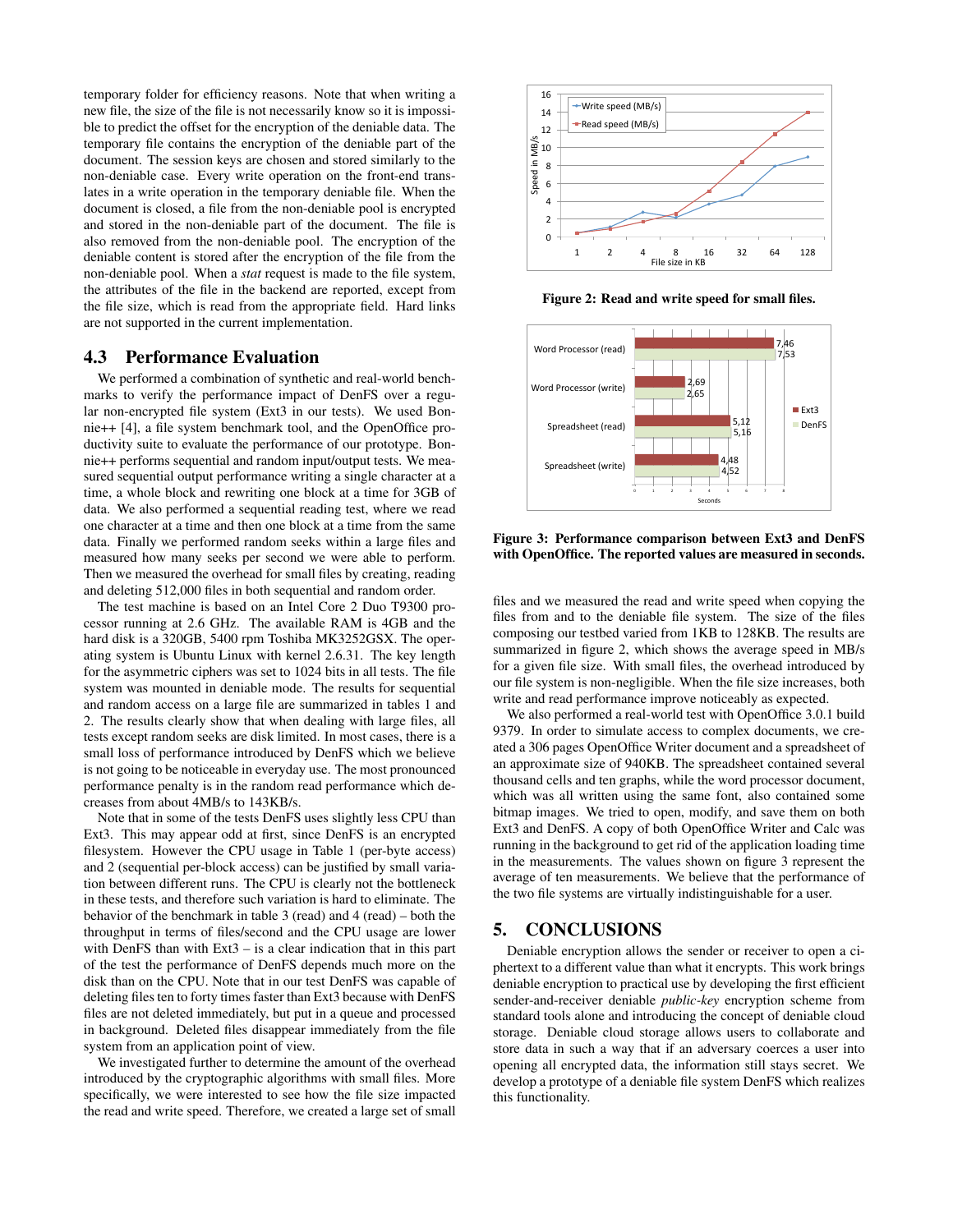temporary folder for efficiency reasons. Note that when writing a new file, the size of the file is not necessarily know so it is impossible to predict the offset for the encryption of the deniable data. The temporary file contains the encryption of the deniable part of the document. The session keys are chosen and stored similarly to the non-deniable case. Every write operation on the front-end translates in a write operation in the temporary deniable file. When the document is closed, a file from the non-deniable pool is encrypted and stored in the non-deniable part of the document. The file is also removed from the non-deniable pool. The encryption of the deniable content is stored after the encryption of the file from the non-deniable pool. When a *stat* request is made to the file system, the attributes of the file in the backend are reported, except from the file size, which is read from the appropriate field. Hard links are not supported in the current implementation.

## 4.3 Performance Evaluation

We performed a combination of synthetic and real-world benchmarks to verify the performance impact of DenFS over a regular non-encrypted file system (Ext3 in our tests). We used Bonnie++ [4], a file system benchmark tool, and the OpenOffice productivity suite to evaluate the performance of our prototype. Bonnie++ performs sequential and random input/output tests. We measured sequential output performance writing a single character at a time, a whole block and rewriting one block at a time for 3GB of data. We also performed a sequential reading test, where we read one character at a time and then one block at a time from the same data. Finally we performed random seeks within a large files and measured how many seeks per second we were able to perform. Then we measured the overhead for small files by creating, reading and deleting 512,000 files in both sequential and random order.

The test machine is based on an Intel Core 2 Duo T9300 processor running at 2.6 GHz. The available RAM is 4GB and the hard disk is a 320GB, 5400 rpm Toshiba MK3252GSX. The operating system is Ubuntu Linux with kernel 2.6.31. The key length for the asymmetric ciphers was set to 1024 bits in all tests. The file system was mounted in deniable mode. The results for sequential and random access on a large file are summarized in tables 1 and 2. The results clearly show that when dealing with large files, all tests except random seeks are disk limited. In most cases, there is a small loss of performance introduced by DenFS which we believe is not going to be noticeable in everyday use. The most pronounced performance penalty is in the random read performance which decreases from about 4MB/s to 143KB/s.

Note that in some of the tests DenFS uses slightly less CPU than Ext3. This may appear odd at first, since DenFS is an encrypted filesystem. However the CPU usage in Table 1 (per-byte access) and 2 (sequential per-block access) can be justified by small variation between different runs. The CPU is clearly not the bottleneck in these tests, and therefore such variation is hard to eliminate. The behavior of the benchmark in table 3 (read) and 4 (read) – both the throughput in terms of files/second and the CPU usage are lower with DenFS than with Ext3 – is a clear indication that in this part of the test the performance of DenFS depends much more on the disk than on the CPU. Note that in our test DenFS was capable of deleting files ten to forty times faster than Ext3 because with DenFS files are not deleted immediately, but put in a queue and processed in background. Deleted files disappear immediately from the file system from an application point of view.

We investigated further to determine the amount of the overhead introduced by the cryptographic algorithms with small files. More specifically, we were interested to see how the file size impacted the read and write speed. Therefore, we created a large set of small files and we measured the read and write speed when copying the files from and to the deniable file system. The size of the files composing our testbed varied from 1KB to 128KB. The results are summarized in figure 2, which shows the average speed in MB/s for a given file size. With small files, the overhead introduced by our file system is non-negligible. When the file size increases, both write and read performance improve noticeably as expected.

**Figure 2: Read and write speed for small files.**

**Figure 3: Performance comparison between Ext3 and DenFS with OpenOffice. The reported values are measured in seconds.**

We also performed a real-world test with OpenOffice 3.0.1 build 9379. In order to simulate access to complex documents, we created a 306 pages OpenOffice Writer document and a spreadsheet of an approximate size of 940KB. The spreadsheet contained several thousand cells and ten graphs, while the word processor document, which was all written using the same font, also contained some bitmap images. We tried to open, modify, and save them on both Ext3 and DenFS. A copy of both OpenOffice Writer and Calc was running in the background to get rid of the application loading time in the measurements. The values shown on figure 3 represent the average of ten measurements. We believe that the performance of the two file systems are virtually indistinguishable for a user.

# 5. CONCLUSIONS

Deniable encryption allows the sender or receiver to open a ciphertext to a different value than what it encrypts. This work brings deniable encryption to practical use by developing the first efficient sender-and-receiver deniable *public-key* encryption scheme from standard tools alone and introducing the concept of deniable cloud storage. Deniable cloud storage allows users to collaborate and store data in such a way that if an adversary coerces a user into opening all encrypted data, the information still stays secret. We develop a prototype of a deniable file system DenFS which realizes this functionality.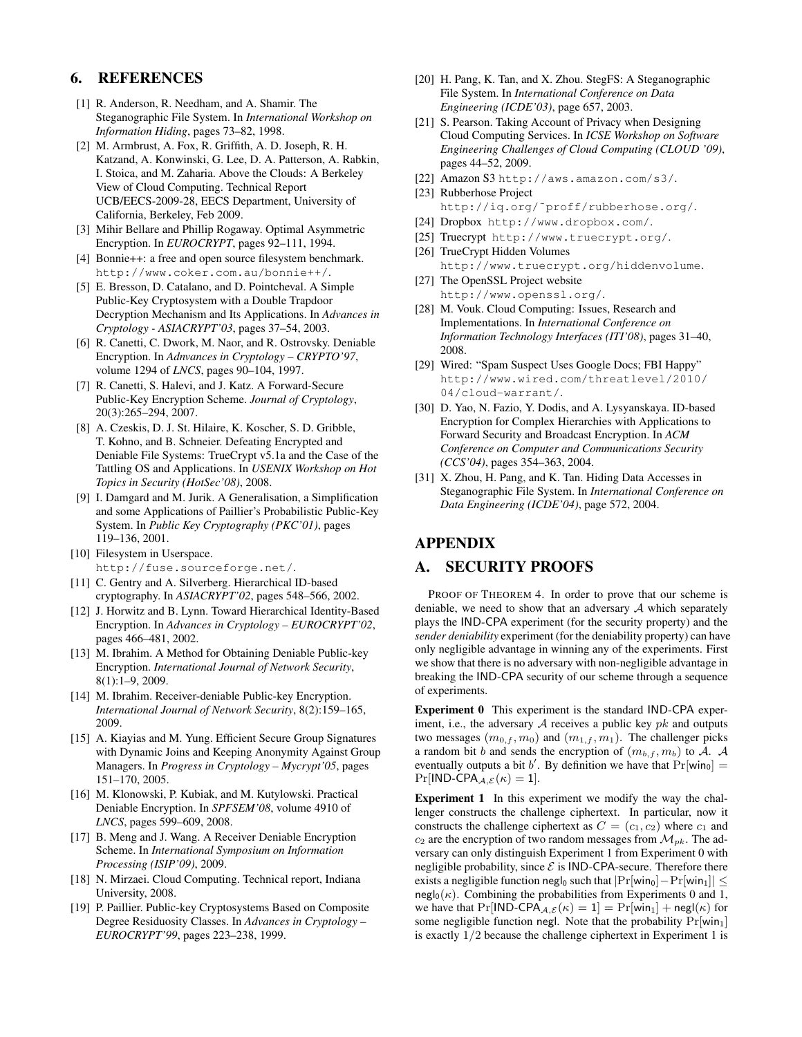## 6. REFERENCES

[1] R. Anderson, R. Needham, and A. Shamir. The Steganographic File System. In *International Workshop on Information Hiding*, pages 73–82, 1998.

[2] M. Armbrust, A. Fox, R. Griffith, A. D. Joseph, R. H. Katzand, A. Konwinski, G. Lee, D. A. Patterson, A. Rabkin, I. Stoica, and M. Zaharia. Above the Clouds: A Berkeley View of Cloud Computing. Technical Report UCB/EECS-2009-28, EECS Department, University of California, Berkeley, Feb 2009.

[3] Mihir Bellare and Phillip Rogaway. Optimal Asymmetric Encryption. In *EUROCRYPT*, pages 92–111, 1994.

[4] Bonnie++: a free and open source filesystem benchmark. http://www.coker.com.au/bonnie++/.

[5] E. Bresson, D. Catalano, and D. Pointcheval. A Simple Public-Key Cryptosystem with a Double Trapdoor Decryption Mechanism and Its Applications. In *Advances in Cryptology - ASIACRYPT'03*, pages 37–54, 2003.

[6] R. Canetti, C. Dwork, M. Naor, and R. Ostrovsky. Deniable Encryption. In *Adnvances in Cryptology – CRYPTO'97*, volume 1294 of *LNCS*, pages 90–104, 1997.

[7] R. Canetti, S. Halevi, and J. Katz. A Forward-Secure Public-Key Encryption Scheme. *Journal of Cryptology*, 20(3):265–294, 2007.

[8] A. Czeskis, D. J. St. Hilaire, K. Koscher, S. D. Gribble, T. Kohno, and B. Schneier. Defeating Encrypted and Deniable File Systems: TrueCrypt v5.1a and the Case of the Tattling OS and Applications. In *USENIX Workshop on Hot Topics in Security (HotSec'08)*, 2008.

[9] I. Damgard and M. Jurik. A Generalisation, a Simplification and some Applications of Paillier's Probabilistic Public-Key System. In *Public Key Cryptography (PKC'01)*, pages 119–136, 2001.

[10] Filesystem in Userspace. http://fuse.sourceforge.net/.

[11] C. Gentry and A. Silverberg. Hierarchical ID-based cryptography. In *ASIACRYPT'02*, pages 548–566, 2002.

[12] J. Horwitz and B. Lynn. Toward Hierarchical Identity-Based Encryption. In *Advances in Cryptology – EUROCRYPT'02*, pages 466–481, 2002.

[13] M. Ibrahim. A Method for Obtaining Deniable Public-key Encryption. *International Journal of Network Security*, 8(1):1–9, 2009.

[14] M. Ibrahim. Receiver-deniable Public-key Encryption. *International Journal of Network Security*, 8(2):159–165, 2009.

[15] A. Kiayias and M. Yung. Efficient Secure Group Signatures with Dynamic Joins and Keeping Anonymity Against Group Managers. In *Progress in Cryptology – Mycrypt'05*, pages 151–170, 2005.

[16] M. Klonowski, P. Kubiak, and M. Kutylowski. Practical Deniable Encryption. In *SPFSEM'08*, volume 4910 of *LNCS*, pages 599–609, 2008.

[17] B. Meng and J. Wang. A Receiver Deniable Encryption Scheme. In *International Symposium on Information Processing (ISIP'09)*, 2009.

[18] N. Mirzaei. Cloud Computing. Technical report, Indiana University, 2008.

[19] P. Paillier. Public-key Cryptosystems Based on Composite Degree Residuosity Classes. In *Advances in Cryptology – EUROCRYPT'99*, pages 223–238, 1999.

[20] H. Pang, K. Tan, and X. Zhou. StegFS: A Steganographic File System. In *International Conference on Data Engineering (ICDE'03)*, page 657, 2003.

[21] S. Pearson. Taking Account of Privacy when Designing Cloud Computing Services. In *ICSE Workshop on Software Engineering Challenges of Cloud Computing (CLOUD '09)*, pages 44–52, 2009.

[22] Amazon S3 http://aws.amazon.com/s3/.

[23] Rubberhose Project http://iq.org/~proff/rubberhose.org/.

[24] Dropbox http://www.dropbox.com/.

[25] Truecrypt http://www.truecrypt.org/.

[26] TrueCrypt Hidden Volumes http://www.truecrypt.org/hiddenvolume.

[27] The OpenSSL Project website http://www.openssl.org/.

[28] M. Vouk. Cloud Computing: Issues, Research and Implementations. In *International Conference on Information Technology Interfaces (ITI'08)*, pages 31–40, 2008.

[29] Wired: "Spam Suspect Uses Google Docs; FBI Happy" http://www.wired.com/threatlevel/2010/04/cloud-warrant/.

[30] D. Yao, N. Fazio, Y. Dodis, and A. Lysyanskaya. ID-based Encryption for Complex Hierarchies with Applications to Forward Security and Broadcast Encryption. In *ACM Conference on Computer and Communications Security (CCS'04)*, pages 354–363, 2004.

[31] X. Zhou, H. Pang, and K. Tan. Hiding Data Accesses in Steganographic File System. In *International Conference on Data Engineering (ICDE'04)*, page 572, 2004.

## APPENDIX

## A. SECURITY PROOFS

PROOF OF THEOREM 4. In order to prove that our scheme is deniable, we need to show that an adversary $\mathcal{A}$ which separately plays the IND-CPA experiment (for the security property) and the *sender deniability* experiment (for the deniability property) can have only negligible advantage in winning any of the experiments. First we show that there is no adversary with non-negligible advantage in breaking the IND-CPA security of our scheme through a sequence of experiments.

**Experiment 0** This experiment is the standard IND-CPA experiment, i.e., the adversary $\mathcal{A}$ receives a public key $pk$ and outputs two messages $(m_{0,f}, m_0)$ and $(m_{1,f}, m_1)$. The challenger picks a random bit $b$ and sends the encryption of $(m_{b,f}, m_b)$ to $\mathcal{A}$. $\mathcal{A}$ eventually outputs a bit $b'$. By definition we have that $\Pr[\mathsf{win}_0] = \Pr[\mathsf{IND\text{-}CPA}_{\mathcal{A},\mathcal{E}}(\kappa) = 1]$.

**Experiment 1** In this experiment we modify the way the challenger constructs the challenge ciphertext. In particular, now it constructs the challenge ciphertext as $C = (c_1, c_2)$ where $c_1$ and $c_2$ are the encryption of two random messages from $\mathcal{M}_{pk}$. The adversary can only distinguish Experiment 1 from Experiment 0 with negligible probability, since $\mathcal{E}$ is IND-CPA-secure. Therefore there exists a negligible function $\mathsf{negl}_0$ such that $|\Pr[\mathsf{win}_0] - \Pr[\mathsf{win}_1]| \leq \mathsf{negl}_0(\kappa)$. Combining the probabilities from Experiments 0 and 1, we have that $\Pr[\mathsf{IND\text{-}CPA}_{\mathcal{A},\mathcal{E}}(\kappa) = 1] = \Pr[\mathsf{win}_1] + \mathsf{negl}(\kappa)$ for some negligible function $\mathsf{negl}$. Note that the probability $\Pr[\mathsf{win}_1]$ is exactly $1/2$ because the challenge ciphertext in Experiment 1 is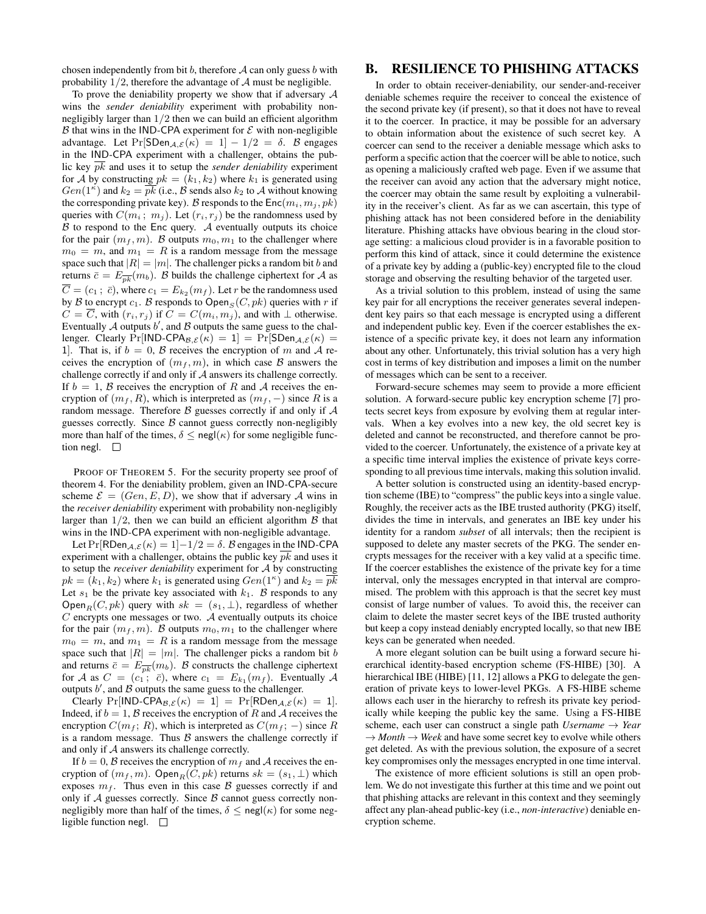chosen independently from bit $b$, therefore $\mathcal{A}$ can only guess $b$ with probability $1/2$, therefore the advantage of $\mathcal{A}$ must be negligible.

To prove the deniability property we show that if adversary $\mathcal{A}$ wins the *sender deniability* experiment with probability non-negligibly larger than $1/2$ then we can build an efficient algorithm $\mathcal{B}$ that wins in the IND-CPA experiment for $\mathcal{E}$ with non-negligible advantage. Let $\Pr[\mathsf{SDen}_{\mathcal{A},\mathcal{E}}(\kappa) = 1] - 1/2 = \delta$. $\mathcal{B}$ engages in the IND-CPA experiment with a challenger, obtains the public key $\overline{pk}$ and uses it to setup the *sender deniability* experiment for $\mathcal{A}$ by constructing $pk = (k_1, k_2)$ where $k_1$ is generated using $Gen(1^\kappa)$ and $k_2 = \overline{pk}$ (i.e., $\mathcal{B}$ sends also $k_2$ to $\mathcal{A}$ without knowing the corresponding private key). $\mathcal{B}$ responds to the $\mathsf{Enc}(m_i, m_j, pk)$ queries with $C(m_i\,;\, m_j)$. Let $(r_i, r_j)$ be the randomness used by $\mathcal{B}$ to respond to the Enc query. $\mathcal{A}$ eventually outputs its choice for the pair $(m_f, m)$. $\mathcal{B}$ outputs $m_0, m_1$ to the challenger where $m_0 = m$, and $m_1 = R$ is a random message from the message space such that $|R| = |m|$. The challenger picks a random bit $b$ and returns $\bar{c} = E_{\overline{pk}}(m_b)$. $\mathcal{B}$ builds the challenge ciphertext for $\mathcal{A}$ as $\overline{C} = (c_1\,;\, \bar{c})$, where $c_1 = E_{k_2}(m_f)$. Let $r$ be the randomness used by $\mathcal{B}$ to encrypt $c_1$. $\mathcal{B}$ responds to $\mathsf{Open}_S(C, pk)$ queries with $r$ if $C = \overline{C}$, with $(r_i, r_j)$ if $C = C(m_i, m_j)$, and with $\perp$ otherwise. Eventually $\mathcal{A}$ outputs $b'$, and $\mathcal{B}$ outputs the same guess to the challenger. Clearly $\Pr[\mathsf{IND\text{-}CPA}_{\mathcal{B},\mathcal{E}}(\kappa) = 1] = \Pr[\mathsf{SDen}_{\mathcal{A},\mathcal{E}}(\kappa) = 1]$. That is, if $b = 0$, $\mathcal{B}$ receives the encryption of $m$ and $\mathcal{A}$ receives the encryption of $(m_f, m)$, in which case $\mathcal{B}$ answers the challenge correctly if and only if $\mathcal{A}$ answers its challenge correctly. If $b = 1$, $\mathcal{B}$ receives the encryption of $R$ and $\mathcal{A}$ receives the encryption of $(m_f, R)$, which is interpreted as $(m_f, -)$ since $R$ is a random message. Therefore $\mathcal{B}$ guesses correctly if and only if $\mathcal{A}$ guesses correctly. Since $\mathcal{B}$ cannot guess correctly non-negligibly more than half of the times, $\delta \leq \mathsf{negl}(\kappa)$ for some negligible function negl. $\square$

PROOF OF THEOREM 5. For the security property see proof of theorem 4. For the deniability problem, given an IND-CPA-secure scheme $\mathcal{E} = (Gen, E, D)$, we show that if adversary $\mathcal{A}$ wins in the *receiver deniability* experiment with probability non-negligibly larger than $1/2$, then we can build an efficient algorithm $\mathcal{B}$ that wins in the IND-CPA experiment with non-negligible advantage.

Let $\Pr[\mathsf{RDen}_{\mathcal{A},\mathcal{E}}(\kappa) = 1] - 1/2 = \delta$. $\mathcal{B}$ engages in the IND-CPA experiment with a challenger, obtains the public key $\overline{pk}$ and uses it to setup the *receiver deniability* experiment for $\mathcal{A}$ by constructing $pk = (k_1, k_2)$ where $k_1$ is generated using $Gen(1^\kappa)$ and $k_2 = \overline{pk}$ Let $s_1$ be the private key associated with $k_1$. $\mathcal{B}$ responds to any $\mathsf{Open}_R(C, pk)$ query with $sk = (s_1, \perp)$, regardless of whether $C$ encrypts one messages or two. $\mathcal{A}$ eventually outputs its choice for the pair $(m_f, m)$. $\mathcal{B}$ outputs $m_0, m_1$ to the challenger where $m_0 = m$, and $m_1 = R$ is a random message from the message space such that $|R| = |m|$. The challenger picks a random bit $b$ and returns $\bar{c} = E_{\overline{pk}}(m_b)$. $\mathcal{B}$ constructs the challenge ciphertext for $\mathcal{A}$ as $C = (c_1\,;\, \bar{c})$, where $c_1 = E_{k_1}(m_f)$. Eventually $\mathcal{A}$ outputs $b'$, and $\mathcal{B}$ outputs the same guess to the challenger.

Clearly $\Pr[\mathsf{IND\text{-}CPA}_{\mathcal{B},\mathcal{E}}(\kappa) = 1] = \Pr[\mathsf{RDen}_{\mathcal{A},\mathcal{E}}(\kappa) = 1]$. Indeed, if $b = 1$, $\mathcal{B}$ receives the encryption of $R$ and $\mathcal{A}$ receives the encryption $C(m_f\,;\, R)$, which is interpreted as $C(m_f\,;\, -)$ since $R$ is a random message. Thus $\mathcal{B}$ answers the challenge correctly if and only if $\mathcal{A}$ answers its challenge correctly.

If $b = 0$, $\mathcal{B}$ receives the encryption of $m_f$ and $\mathcal{A}$ receives the encryption of $(m_f, m)$. $\mathsf{Open}_R(C, pk)$ returns $sk = (s_1, \perp)$ which exposes $m_f$. Thus even in this case $\mathcal{B}$ guesses correctly if and only if $\mathcal{A}$ guesses correctly. Since $\mathcal{B}$ cannot guess correctly non-negligibly more than half of the times, $\delta \leq \mathsf{negl}(\kappa)$ for some negligible function negl. $\square$

## B. RESILIENCE TO PHISHING ATTACKS

In order to obtain receiver-deniability, our sender-and-receiver deniable schemes require the receiver to conceal the existence of the second private key (if present), so that it does not have to reveal it to the coercer. In practice, it may be possible for an adversary to obtain information about the existence of such secret key. A coercer can send to the receiver a deniable message which asks to perform a specific action that the coercer will be able to notice, such as opening a maliciously crafted web page. Even if we assume that the receiver can avoid any action that the adversary might notice, the coercer may obtain the same result by exploiting a vulnerability in the receiver's client. As far as we can ascertain, this type of phishing attack has not been considered before in the deniability literature. Phishing attacks have obvious bearing in the cloud storage setting: a malicious cloud provider is in a favorable position to perform this kind of attack, since it could determine the existence of a private key by adding a (public-key) encrypted file to the cloud storage and observing the resulting behavior of the targeted user.

As a trivial solution to this problem, instead of using the same key pair for all encryptions the receiver generates several independent key pairs so that each message is encrypted using a different and independent public key. Even if the coercer establishes the existence of a specific private key, it does not learn any information about any other. Unfortunately, this trivial solution has a very high cost in terms of key distribution and imposes a limit on the number of messages which can be sent to a receiver.

Forward-secure schemes may seem to provide a more efficient solution. A forward-secure public key encryption scheme [7] protects secret keys from exposure by evolving them at regular intervals. When a key evolves into a new key, the old secret key is deleted and cannot be reconstructed, and therefore cannot be provided to the coercer. Unfortunately, the existence of a private key at a specific time interval implies the existence of private keys corresponding to all previous time intervals, making this solution invalid.

A better solution is constructed using an identity-based encryption scheme (IBE) to "compress" the public keys into a single value. Roughly, the receiver acts as the IBE trusted authority (PKG) itself, divides the time in intervals, and generates an IBE key under his identity for a random *subset* of all intervals; then the recipient is supposed to delete any master secrets of the PKG. The sender encrypts messages for the receiver with a key valid at a specific time. If the coercer establishes the existence of the private key for a time interval, only the messages encrypted in that interval are compromised. The problem with this approach is that the secret key must consist of large number of values. To avoid this, the receiver can claim to delete the master secret keys of the IBE trusted authority but keep a copy instead deniably encrypted locally, so that new IBE keys can be generated when needed.

A more elegant solution can be built using a forward secure hierarchical identity-based encryption scheme (FS-HIBE) [30]. A hierarchical IBE (HIBE) [11, 12] allows a PKG to delegate the generation of private keys to lower-level PKGs. A FS-HIBE scheme allows each user in the hierarchy to refresh its private key periodically while keeping the public key the same. Using a FS-HIBE scheme, each user can construct a single path *Username* → *Year* → *Month* → *Week* and have some secret key to evolve while others get deleted. As with the previous solution, the exposure of a secret key compromises only the messages encrypted in one time interval.

The existence of more efficient solutions is still an open problem. We do not investigate this further at this time and we point out that phishing attacks are relevant in this context and they seemingly affect any plan-ahead public-key (i.e., *non-interactive*) deniable encryption scheme.